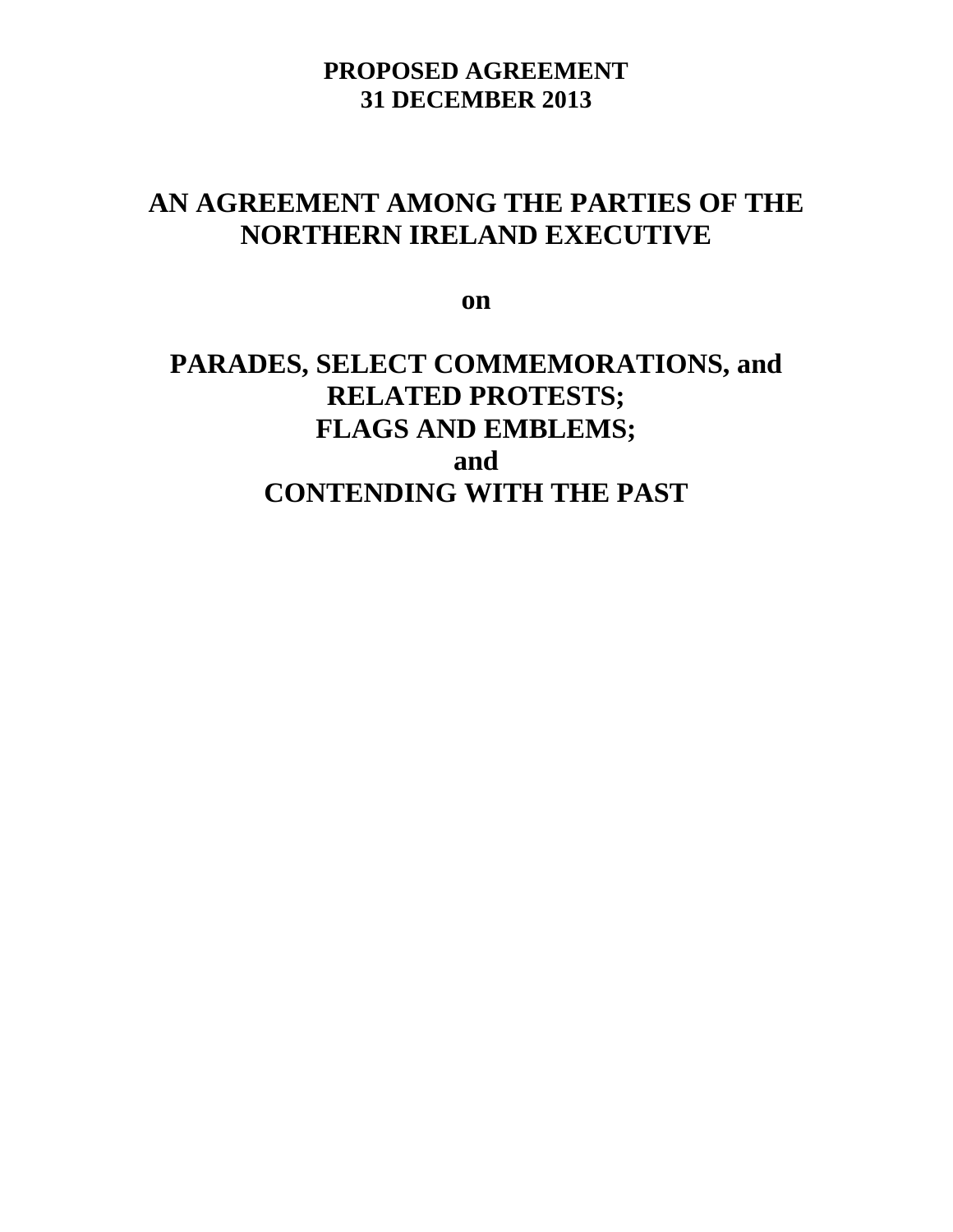**PROPOSED AGREEMENT**
**31 DECEMBER 2013**

# AN AGREEMENT AMONG THE PARTIES OF THE NORTHERN IRELAND EXECUTIVE

**on**

# PARADES, SELECT COMMEMORATIONS, and RELATED PROTESTS; FLAGS AND EMBLEMS; and CONTENDING WITH THE PAST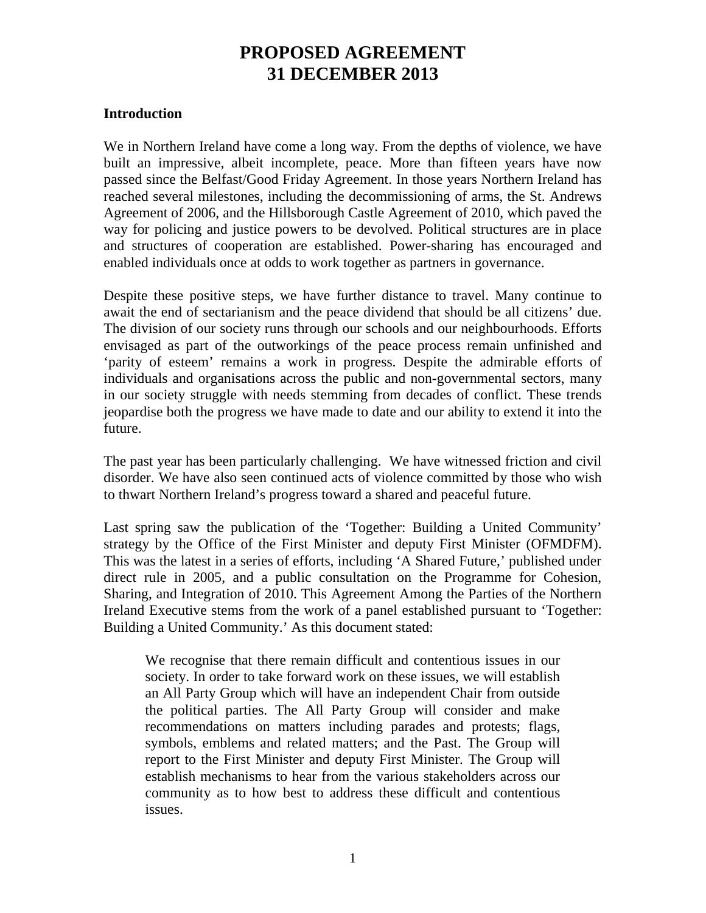# PROPOSED AGREEMENT
# 31 DECEMBER 2013

## Introduction

We in Northern Ireland have come a long way. From the depths of violence, we have built an impressive, albeit incomplete, peace. More than fifteen years have now passed since the Belfast/Good Friday Agreement. In those years Northern Ireland has reached several milestones, including the decommissioning of arms, the St. Andrews Agreement of 2006, and the Hillsborough Castle Agreement of 2010, which paved the way for policing and justice powers to be devolved. Political structures are in place and structures of cooperation are established. Power-sharing has encouraged and enabled individuals once at odds to work together as partners in governance.

Despite these positive steps, we have further distance to travel. Many continue to await the end of sectarianism and the peace dividend that should be all citizens' due. The division of our society runs through our schools and our neighbourhoods. Efforts envisaged as part of the outworkings of the peace process remain unfinished and 'parity of esteem' remains a work in progress. Despite the admirable efforts of individuals and organisations across the public and non-governmental sectors, many in our society struggle with needs stemming from decades of conflict. These trends jeopardise both the progress we have made to date and our ability to extend it into the future.

The past year has been particularly challenging. We have witnessed friction and civil disorder. We have also seen continued acts of violence committed by those who wish to thwart Northern Ireland's progress toward a shared and peaceful future.

Last spring saw the publication of the 'Together: Building a United Community' strategy by the Office of the First Minister and deputy First Minister (OFMDFM). This was the latest in a series of efforts, including 'A Shared Future,' published under direct rule in 2005, and a public consultation on the Programme for Cohesion, Sharing, and Integration of 2010. This Agreement Among the Parties of the Northern Ireland Executive stems from the work of a panel established pursuant to 'Together: Building a United Community.' As this document stated:

> We recognise that there remain difficult and contentious issues in our society. In order to take forward work on these issues, we will establish an All Party Group which will have an independent Chair from outside the political parties. The All Party Group will consider and make recommendations on matters including parades and protests; flags, symbols, emblems and related matters; and the Past. The Group will report to the First Minister and deputy First Minister. The Group will establish mechanisms to hear from the various stakeholders across our community as to how best to address these difficult and contentious issues.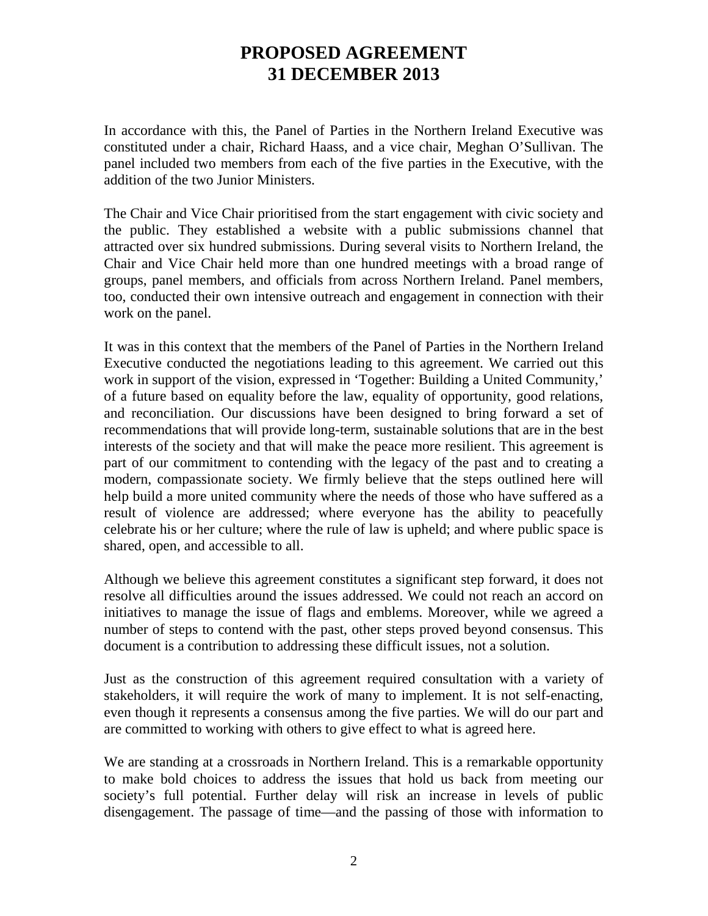In accordance with this, the Panel of Parties in the Northern Ireland Executive was constituted under a chair, Richard Haass, and a vice chair, Meghan O'Sullivan. The panel included two members from each of the five parties in the Executive, with the addition of the two Junior Ministers.

The Chair and Vice Chair prioritised from the start engagement with civic society and the public. They established a website with a public submissions channel that attracted over six hundred submissions. During several visits to Northern Ireland, the Chair and Vice Chair held more than one hundred meetings with a broad range of groups, panel members, and officials from across Northern Ireland. Panel members, too, conducted their own intensive outreach and engagement in connection with their work on the panel.

It was in this context that the members of the Panel of Parties in the Northern Ireland Executive conducted the negotiations leading to this agreement. We carried out this work in support of the vision, expressed in 'Together: Building a United Community,' of a future based on equality before the law, equality of opportunity, good relations, and reconciliation. Our discussions have been designed to bring forward a set of recommendations that will provide long-term, sustainable solutions that are in the best interests of the society and that will make the peace more resilient. This agreement is part of our commitment to contending with the legacy of the past and to creating a modern, compassionate society. We firmly believe that the steps outlined here will help build a more united community where the needs of those who have suffered as a result of violence are addressed; where everyone has the ability to peacefully celebrate his or her culture; where the rule of law is upheld; and where public space is shared, open, and accessible to all.

Although we believe this agreement constitutes a significant step forward, it does not resolve all difficulties around the issues addressed. We could not reach an accord on initiatives to manage the issue of flags and emblems. Moreover, while we agreed a number of steps to contend with the past, other steps proved beyond consensus. This document is a contribution to addressing these difficult issues, not a solution.

Just as the construction of this agreement required consultation with a variety of stakeholders, it will require the work of many to implement. It is not self-enacting, even though it represents a consensus among the five parties. We will do our part and are committed to working with others to give effect to what is agreed here.

We are standing at a crossroads in Northern Ireland. This is a remarkable opportunity to make bold choices to address the issues that hold us back from meeting our society's full potential. Further delay will risk an increase in levels of public disengagement. The passage of time—and the passing of those with information to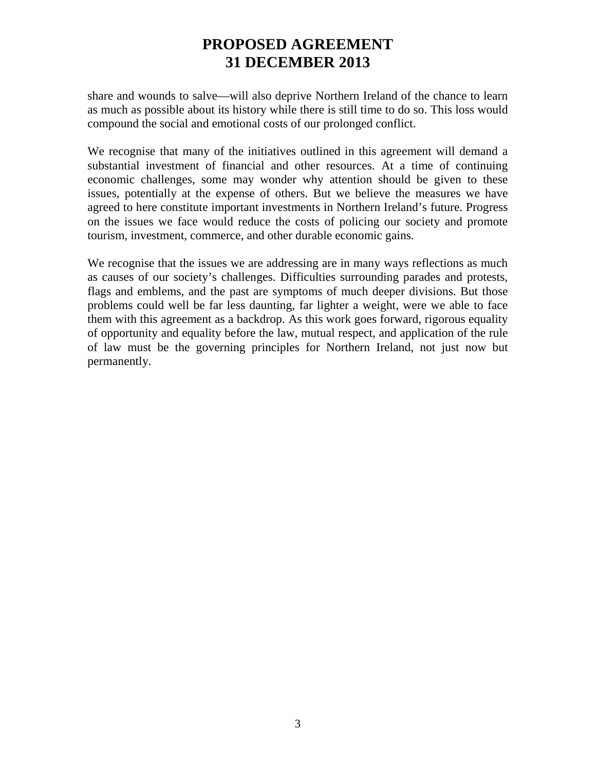share and wounds to salve—will also deprive Northern Ireland of the chance to learn as much as possible about its history while there is still time to do so. This loss would compound the social and emotional costs of our prolonged conflict.

We recognise that many of the initiatives outlined in this agreement will demand a substantial investment of financial and other resources. At a time of continuing economic challenges, some may wonder why attention should be given to these issues, potentially at the expense of others. But we believe the measures we have agreed to here constitute important investments in Northern Ireland's future. Progress on the issues we face would reduce the costs of policing our society and promote tourism, investment, commerce, and other durable economic gains.

We recognise that the issues we are addressing are in many ways reflections as much as causes of our society's challenges. Difficulties surrounding parades and protests, flags and emblems, and the past are symptoms of much deeper divisions. But those problems could well be far less daunting, far lighter a weight, were we able to face them with this agreement as a backdrop. As this work goes forward, rigorous equality of opportunity and equality before the law, mutual respect, and application of the rule of law must be the governing principles for Northern Ireland, not just now but permanently.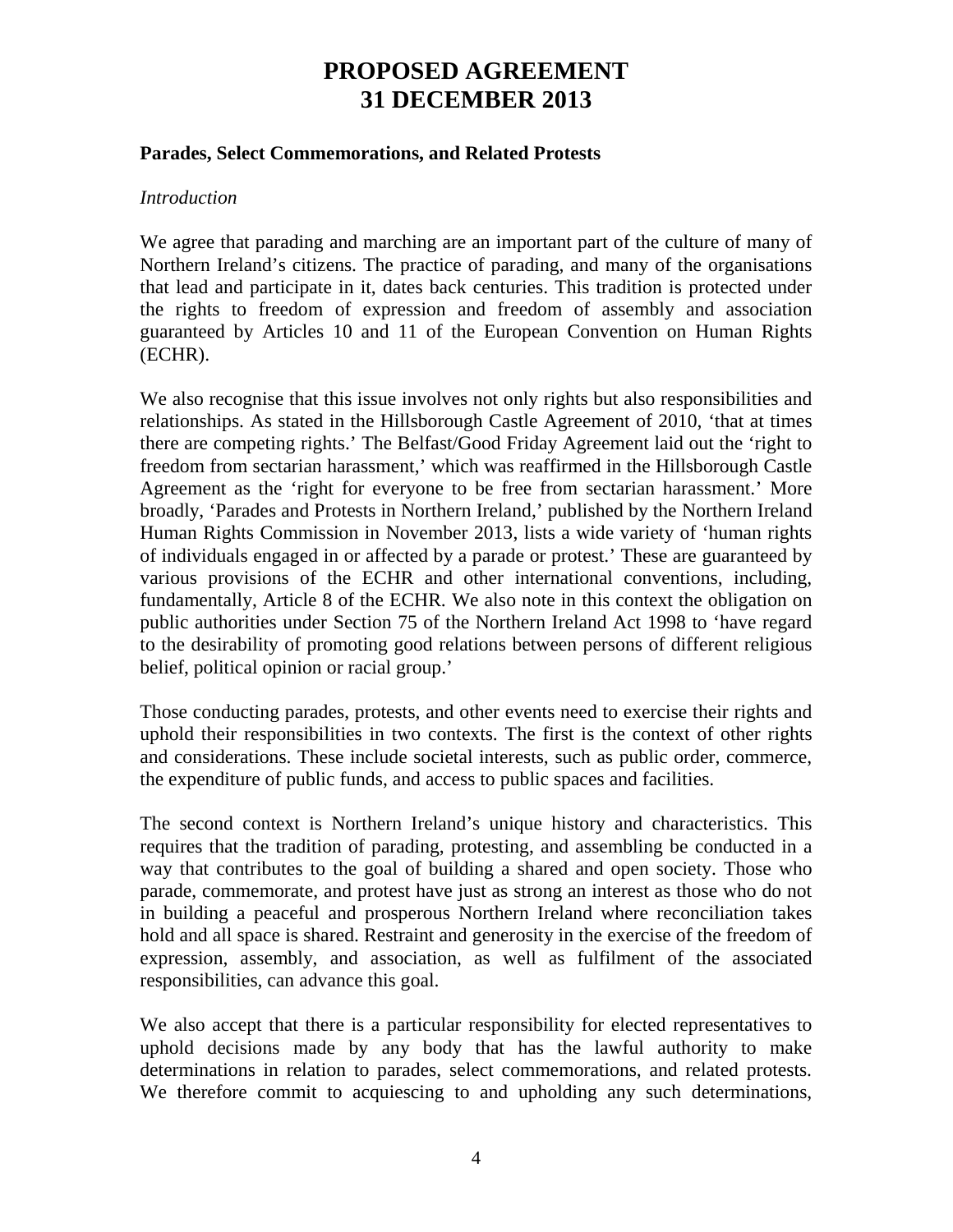# PROPOSED AGREEMENT
# 31 DECEMBER 2013

### Parades, Select Commemorations, and Related Protests

*Introduction*

We agree that parading and marching are an important part of the culture of many of Northern Ireland's citizens. The practice of parading, and many of the organisations that lead and participate in it, dates back centuries. This tradition is protected under the rights to freedom of expression and freedom of assembly and association guaranteed by Articles 10 and 11 of the European Convention on Human Rights (ECHR).

We also recognise that this issue involves not only rights but also responsibilities and relationships. As stated in the Hillsborough Castle Agreement of 2010, 'that at times there are competing rights.' The Belfast/Good Friday Agreement laid out the 'right to freedom from sectarian harassment,' which was reaffirmed in the Hillsborough Castle Agreement as the 'right for everyone to be free from sectarian harassment.' More broadly, 'Parades and Protests in Northern Ireland,' published by the Northern Ireland Human Rights Commission in November 2013, lists a wide variety of 'human rights of individuals engaged in or affected by a parade or protest.' These are guaranteed by various provisions of the ECHR and other international conventions, including, fundamentally, Article 8 of the ECHR. We also note in this context the obligation on public authorities under Section 75 of the Northern Ireland Act 1998 to 'have regard to the desirability of promoting good relations between persons of different religious belief, political opinion or racial group.'

Those conducting parades, protests, and other events need to exercise their rights and uphold their responsibilities in two contexts. The first is the context of other rights and considerations. These include societal interests, such as public order, commerce, the expenditure of public funds, and access to public spaces and facilities.

The second context is Northern Ireland's unique history and characteristics. This requires that the tradition of parading, protesting, and assembling be conducted in a way that contributes to the goal of building a shared and open society. Those who parade, commemorate, and protest have just as strong an interest as those who do not in building a peaceful and prosperous Northern Ireland where reconciliation takes hold and all space is shared. Restraint and generosity in the exercise of the freedom of expression, assembly, and association, as well as fulfilment of the associated responsibilities, can advance this goal.

We also accept that there is a particular responsibility for elected representatives to uphold decisions made by any body that has the lawful authority to make determinations in relation to parades, select commemorations, and related protests. We therefore commit to acquiescing to and upholding any such determinations,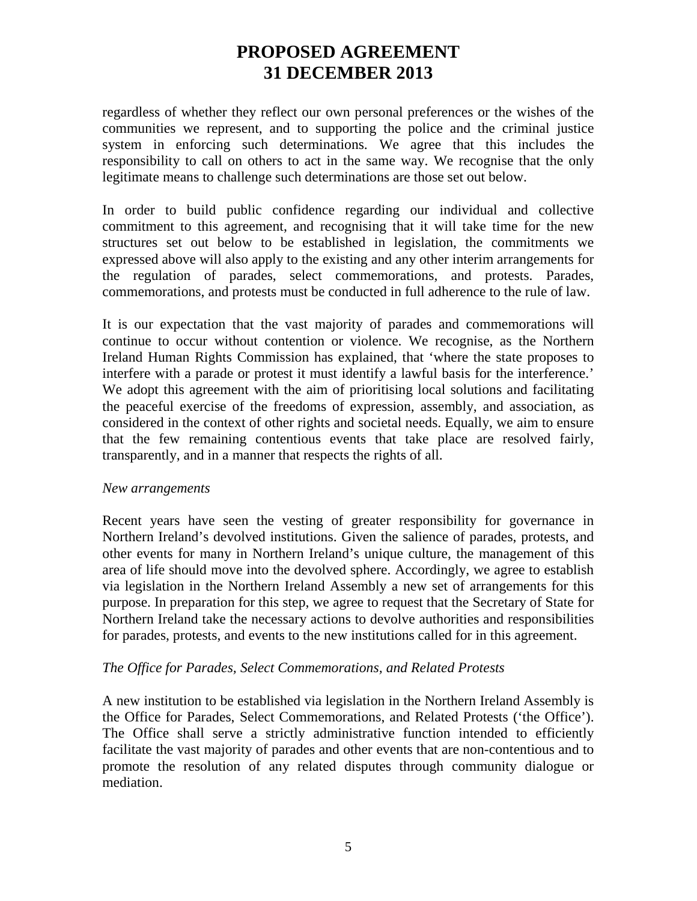regardless of whether they reflect our own personal preferences or the wishes of the communities we represent, and to supporting the police and the criminal justice system in enforcing such determinations. We agree that this includes the responsibility to call on others to act in the same way. We recognise that the only legitimate means to challenge such determinations are those set out below.

In order to build public confidence regarding our individual and collective commitment to this agreement, and recognising that it will take time for the new structures set out below to be established in legislation, the commitments we expressed above will also apply to the existing and any other interim arrangements for the regulation of parades, select commemorations, and protests. Parades, commemorations, and protests must be conducted in full adherence to the rule of law.

It is our expectation that the vast majority of parades and commemorations will continue to occur without contention or violence. We recognise, as the Northern Ireland Human Rights Commission has explained, that 'where the state proposes to interfere with a parade or protest it must identify a lawful basis for the interference.' We adopt this agreement with the aim of prioritising local solutions and facilitating the peaceful exercise of the freedoms of expression, assembly, and association, as considered in the context of other rights and societal needs. Equally, we aim to ensure that the few remaining contentious events that take place are resolved fairly, transparently, and in a manner that respects the rights of all.

*New arrangements*

Recent years have seen the vesting of greater responsibility for governance in Northern Ireland's devolved institutions. Given the salience of parades, protests, and other events for many in Northern Ireland's unique culture, the management of this area of life should move into the devolved sphere. Accordingly, we agree to establish via legislation in the Northern Ireland Assembly a new set of arrangements for this purpose. In preparation for this step, we agree to request that the Secretary of State for Northern Ireland take the necessary actions to devolve authorities and responsibilities for parades, protests, and events to the new institutions called for in this agreement.

*The Office for Parades, Select Commemorations, and Related Protests*

A new institution to be established via legislation in the Northern Ireland Assembly is the Office for Parades, Select Commemorations, and Related Protests ('the Office'). The Office shall serve a strictly administrative function intended to efficiently facilitate the vast majority of parades and other events that are non-contentious and to promote the resolution of any related disputes through community dialogue or mediation.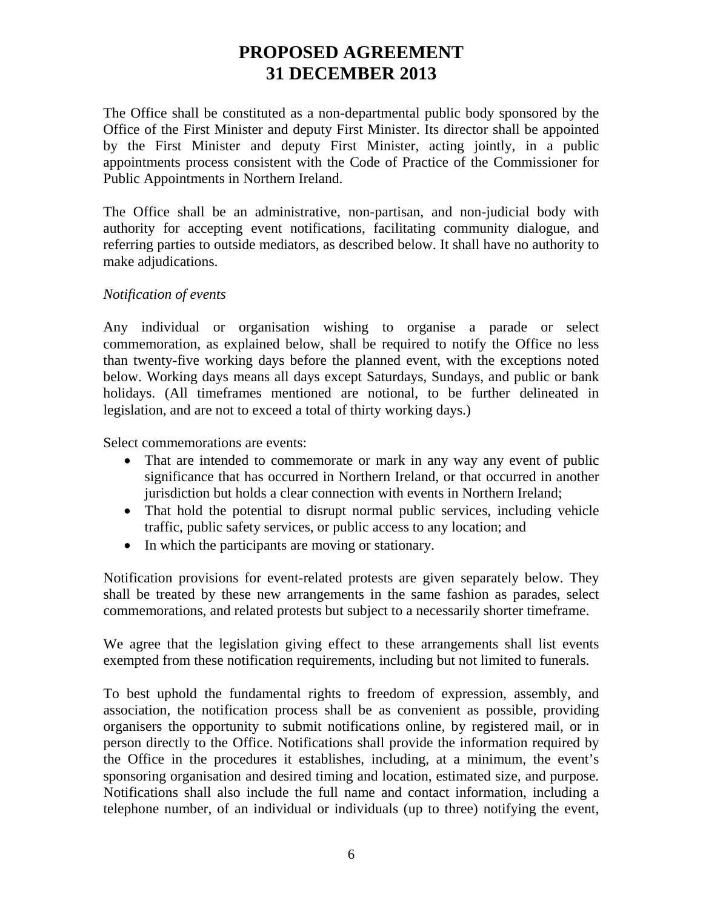# PROPOSED AGREEMENT 31 DECEMBER 2013

The Office shall be constituted as a non-departmental public body sponsored by the Office of the First Minister and deputy First Minister. Its director shall be appointed by the First Minister and deputy First Minister, acting jointly, in a public appointments process consistent with the Code of Practice of the Commissioner for Public Appointments in Northern Ireland.

The Office shall be an administrative, non-partisan, and non-judicial body with authority for accepting event notifications, facilitating community dialogue, and referring parties to outside mediators, as described below. It shall have no authority to make adjudications.

*Notification of events*

Any individual or organisation wishing to organise a parade or select commemoration, as explained below, shall be required to notify the Office no less than twenty-five working days before the planned event, with the exceptions noted below. Working days means all days except Saturdays, Sundays, and public or bank holidays. (All timeframes mentioned are notional, to be further delineated in legislation, and are not to exceed a total of thirty working days.)

Select commemorations are events:

- That are intended to commemorate or mark in any way any event of public significance that has occurred in Northern Ireland, or that occurred in another jurisdiction but holds a clear connection with events in Northern Ireland;
- That hold the potential to disrupt normal public services, including vehicle traffic, public safety services, or public access to any location; and
- In which the participants are moving or stationary.

Notification provisions for event-related protests are given separately below. They shall be treated by these new arrangements in the same fashion as parades, select commemorations, and related protests but subject to a necessarily shorter timeframe.

We agree that the legislation giving effect to these arrangements shall list events exempted from these notification requirements, including but not limited to funerals.

To best uphold the fundamental rights to freedom of expression, assembly, and association, the notification process shall be as convenient as possible, providing organisers the opportunity to submit notifications online, by registered mail, or in person directly to the Office. Notifications shall provide the information required by the Office in the procedures it establishes, including, at a minimum, the event's sponsoring organisation and desired timing and location, estimated size, and purpose. Notifications shall also include the full name and contact information, including a telephone number, of an individual or individuals (up to three) notifying the event,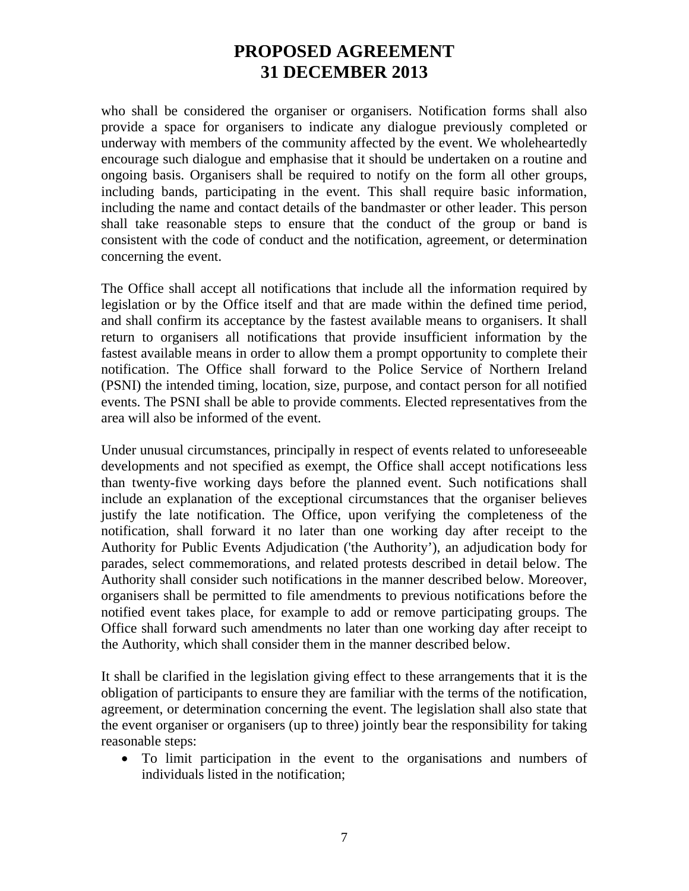who shall be considered the organiser or organisers. Notification forms shall also provide a space for organisers to indicate any dialogue previously completed or underway with members of the community affected by the event. We wholeheartedly encourage such dialogue and emphasise that it should be undertaken on a routine and ongoing basis. Organisers shall be required to notify on the form all other groups, including bands, participating in the event. This shall require basic information, including the name and contact details of the bandmaster or other leader. This person shall take reasonable steps to ensure that the conduct of the group or band is consistent with the code of conduct and the notification, agreement, or determination concerning the event.

The Office shall accept all notifications that include all the information required by legislation or by the Office itself and that are made within the defined time period, and shall confirm its acceptance by the fastest available means to organisers. It shall return to organisers all notifications that provide insufficient information by the fastest available means in order to allow them a prompt opportunity to complete their notification. The Office shall forward to the Police Service of Northern Ireland (PSNI) the intended timing, location, size, purpose, and contact person for all notified events. The PSNI shall be able to provide comments. Elected representatives from the area will also be informed of the event.

Under unusual circumstances, principally in respect of events related to unforeseeable developments and not specified as exempt, the Office shall accept notifications less than twenty-five working days before the planned event. Such notifications shall include an explanation of the exceptional circumstances that the organiser believes justify the late notification. The Office, upon verifying the completeness of the notification, shall forward it no later than one working day after receipt to the Authority for Public Events Adjudication ('the Authority'), an adjudication body for parades, select commemorations, and related protests described in detail below. The Authority shall consider such notifications in the manner described below. Moreover, organisers shall be permitted to file amendments to previous notifications before the notified event takes place, for example to add or remove participating groups. The Office shall forward such amendments no later than one working day after receipt to the Authority, which shall consider them in the manner described below.

It shall be clarified in the legislation giving effect to these arrangements that it is the obligation of participants to ensure they are familiar with the terms of the notification, agreement, or determination concerning the event. The legislation shall also state that the event organiser or organisers (up to three) jointly bear the responsibility for taking reasonable steps:

- To limit participation in the event to the organisations and numbers of individuals listed in the notification;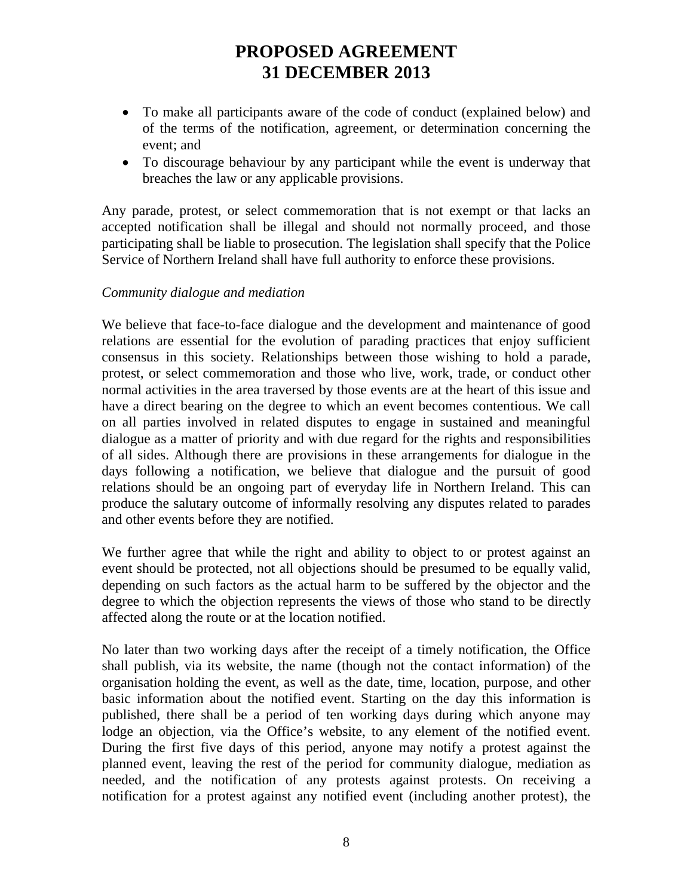- To make all participants aware of the code of conduct (explained below) and of the terms of the notification, agreement, or determination concerning the event; and
- To discourage behaviour by any participant while the event is underway that breaches the law or any applicable provisions.

Any parade, protest, or select commemoration that is not exempt or that lacks an accepted notification shall be illegal and should not normally proceed, and those participating shall be liable to prosecution. The legislation shall specify that the Police Service of Northern Ireland shall have full authority to enforce these provisions.

*Community dialogue and mediation*

We believe that face-to-face dialogue and the development and maintenance of good relations are essential for the evolution of parading practices that enjoy sufficient consensus in this society. Relationships between those wishing to hold a parade, protest, or select commemoration and those who live, work, trade, or conduct other normal activities in the area traversed by those events are at the heart of this issue and have a direct bearing on the degree to which an event becomes contentious. We call on all parties involved in related disputes to engage in sustained and meaningful dialogue as a matter of priority and with due regard for the rights and responsibilities of all sides. Although there are provisions in these arrangements for dialogue in the days following a notification, we believe that dialogue and the pursuit of good relations should be an ongoing part of everyday life in Northern Ireland. This can produce the salutary outcome of informally resolving any disputes related to parades and other events before they are notified.

We further agree that while the right and ability to object to or protest against an event should be protected, not all objections should be presumed to be equally valid, depending on such factors as the actual harm to be suffered by the objector and the degree to which the objection represents the views of those who stand to be directly affected along the route or at the location notified.

No later than two working days after the receipt of a timely notification, the Office shall publish, via its website, the name (though not the contact information) of the organisation holding the event, as well as the date, time, location, purpose, and other basic information about the notified event. Starting on the day this information is published, there shall be a period of ten working days during which anyone may lodge an objection, via the Office's website, to any element of the notified event. During the first five days of this period, anyone may notify a protest against the planned event, leaving the rest of the period for community dialogue, mediation as needed, and the notification of any protests against protests. On receiving a notification for a protest against any notified event (including another protest), the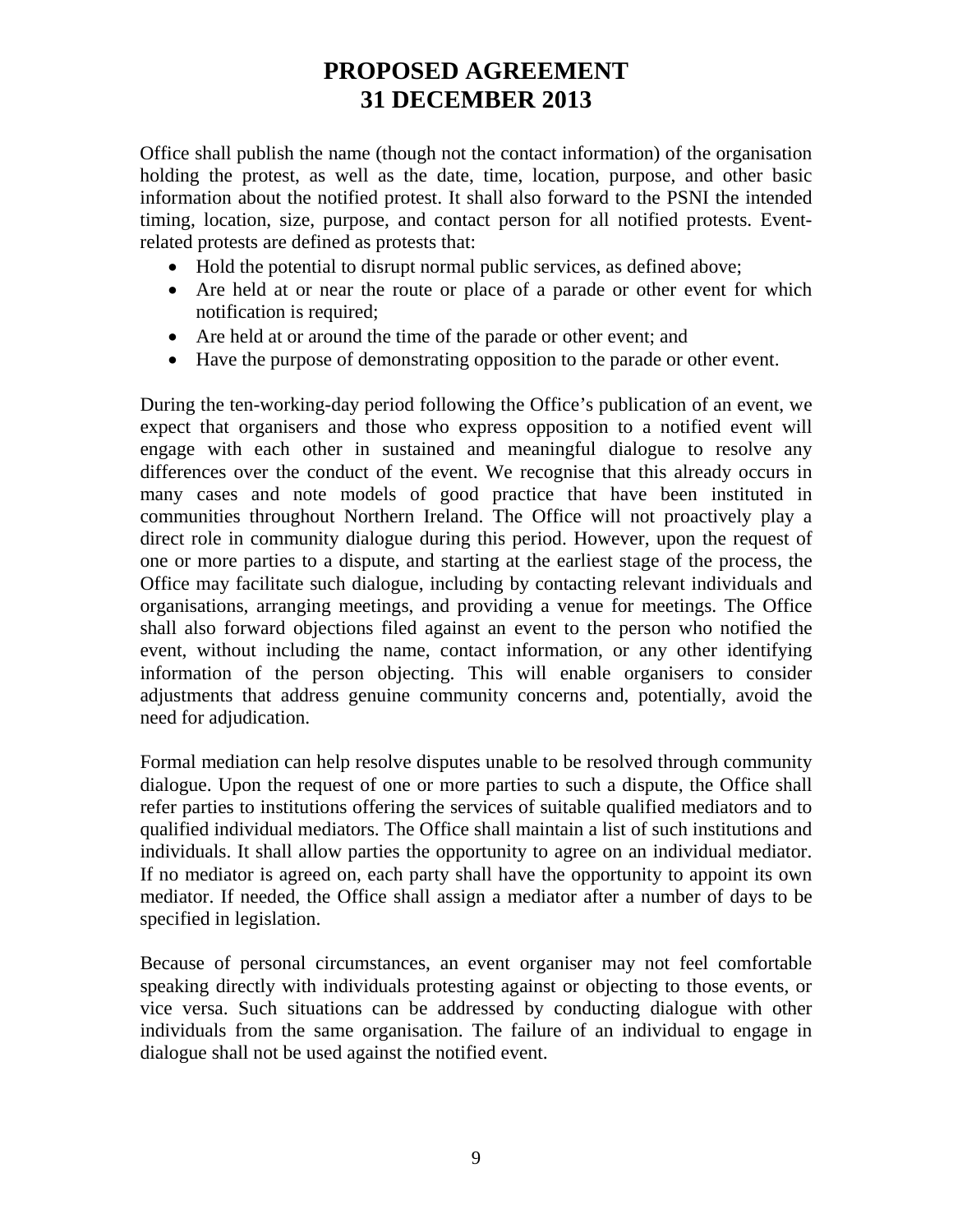Office shall publish the name (though not the contact information) of the organisation holding the protest, as well as the date, time, location, purpose, and other basic information about the notified protest. It shall also forward to the PSNI the intended timing, location, size, purpose, and contact person for all notified protests. Event-related protests are defined as protests that:

- Hold the potential to disrupt normal public services, as defined above;
- Are held at or near the route or place of a parade or other event for which notification is required;
- Are held at or around the time of the parade or other event; and
- Have the purpose of demonstrating opposition to the parade or other event.

During the ten-working-day period following the Office's publication of an event, we expect that organisers and those who express opposition to a notified event will engage with each other in sustained and meaningful dialogue to resolve any differences over the conduct of the event. We recognise that this already occurs in many cases and note models of good practice that have been instituted in communities throughout Northern Ireland. The Office will not proactively play a direct role in community dialogue during this period. However, upon the request of one or more parties to a dispute, and starting at the earliest stage of the process, the Office may facilitate such dialogue, including by contacting relevant individuals and organisations, arranging meetings, and providing a venue for meetings. The Office shall also forward objections filed against an event to the person who notified the event, without including the name, contact information, or any other identifying information of the person objecting. This will enable organisers to consider adjustments that address genuine community concerns and, potentially, avoid the need for adjudication.

Formal mediation can help resolve disputes unable to be resolved through community dialogue. Upon the request of one or more parties to such a dispute, the Office shall refer parties to institutions offering the services of suitable qualified mediators and to qualified individual mediators. The Office shall maintain a list of such institutions and individuals. It shall allow parties the opportunity to agree on an individual mediator. If no mediator is agreed on, each party shall have the opportunity to appoint its own mediator. If needed, the Office shall assign a mediator after a number of days to be specified in legislation.

Because of personal circumstances, an event organiser may not feel comfortable speaking directly with individuals protesting against or objecting to those events, or vice versa. Such situations can be addressed by conducting dialogue with other individuals from the same organisation. The failure of an individual to engage in dialogue shall not be used against the notified event.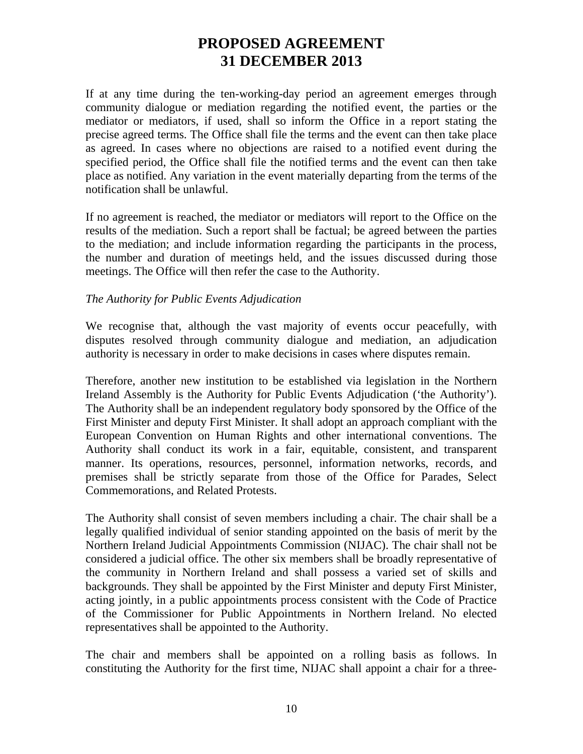If at any time during the ten-working-day period an agreement emerges through community dialogue or mediation regarding the notified event, the parties or the mediator or mediators, if used, shall so inform the Office in a report stating the precise agreed terms. The Office shall file the terms and the event can then take place as agreed. In cases where no objections are raised to a notified event during the specified period, the Office shall file the notified terms and the event can then take place as notified. Any variation in the event materially departing from the terms of the notification shall be unlawful.

If no agreement is reached, the mediator or mediators will report to the Office on the results of the mediation. Such a report shall be factual; be agreed between the parties to the mediation; and include information regarding the participants in the process, the number and duration of meetings held, and the issues discussed during those meetings. The Office will then refer the case to the Authority.

*The Authority for Public Events Adjudication*

We recognise that, although the vast majority of events occur peacefully, with disputes resolved through community dialogue and mediation, an adjudication authority is necessary in order to make decisions in cases where disputes remain.

Therefore, another new institution to be established via legislation in the Northern Ireland Assembly is the Authority for Public Events Adjudication ('the Authority'). The Authority shall be an independent regulatory body sponsored by the Office of the First Minister and deputy First Minister. It shall adopt an approach compliant with the European Convention on Human Rights and other international conventions. The Authority shall conduct its work in a fair, equitable, consistent, and transparent manner. Its operations, resources, personnel, information networks, records, and premises shall be strictly separate from those of the Office for Parades, Select Commemorations, and Related Protests.

The Authority shall consist of seven members including a chair. The chair shall be a legally qualified individual of senior standing appointed on the basis of merit by the Northern Ireland Judicial Appointments Commission (NIJAC). The chair shall not be considered a judicial office. The other six members shall be broadly representative of the community in Northern Ireland and shall possess a varied set of skills and backgrounds. They shall be appointed by the First Minister and deputy First Minister, acting jointly, in a public appointments process consistent with the Code of Practice of the Commissioner for Public Appointments in Northern Ireland. No elected representatives shall be appointed to the Authority.

The chair and members shall be appointed on a rolling basis as follows. In constituting the Authority for the first time, NIJAC shall appoint a chair for a three-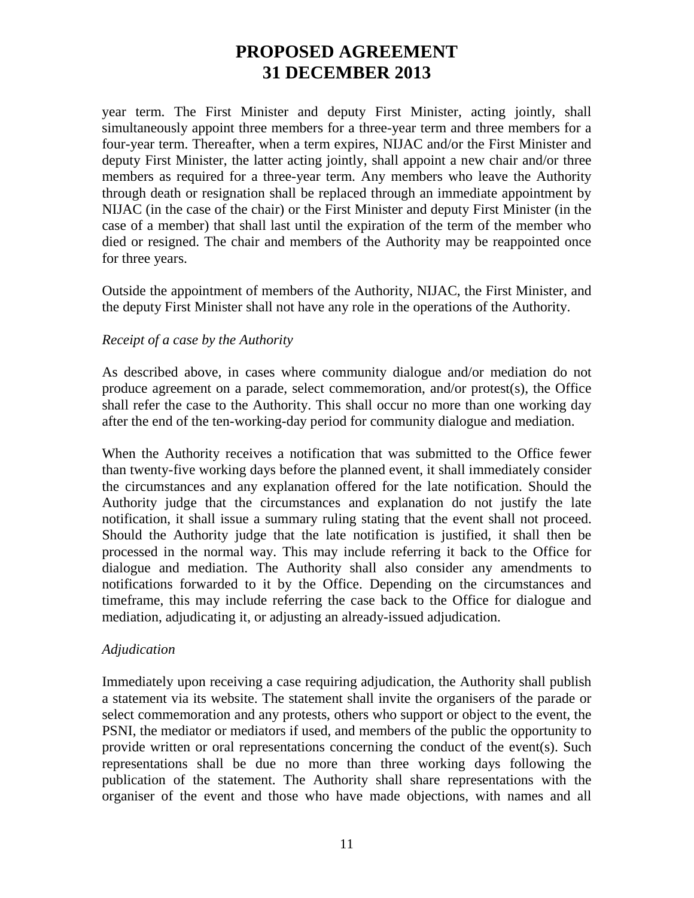year term. The First Minister and deputy First Minister, acting jointly, shall simultaneously appoint three members for a three-year term and three members for a four-year term. Thereafter, when a term expires, NIJAC and/or the First Minister and deputy First Minister, the latter acting jointly, shall appoint a new chair and/or three members as required for a three-year term. Any members who leave the Authority through death or resignation shall be replaced through an immediate appointment by NIJAC (in the case of the chair) or the First Minister and deputy First Minister (in the case of a member) that shall last until the expiration of the term of the member who died or resigned. The chair and members of the Authority may be reappointed once for three years.

Outside the appointment of members of the Authority, NIJAC, the First Minister, and the deputy First Minister shall not have any role in the operations of the Authority.

*Receipt of a case by the Authority*

As described above, in cases where community dialogue and/or mediation do not produce agreement on a parade, select commemoration, and/or protest(s), the Office shall refer the case to the Authority. This shall occur no more than one working day after the end of the ten-working-day period for community dialogue and mediation.

When the Authority receives a notification that was submitted to the Office fewer than twenty-five working days before the planned event, it shall immediately consider the circumstances and any explanation offered for the late notification. Should the Authority judge that the circumstances and explanation do not justify the late notification, it shall issue a summary ruling stating that the event shall not proceed. Should the Authority judge that the late notification is justified, it shall then be processed in the normal way. This may include referring it back to the Office for dialogue and mediation. The Authority shall also consider any amendments to notifications forwarded to it by the Office. Depending on the circumstances and timeframe, this may include referring the case back to the Office for dialogue and mediation, adjudicating it, or adjusting an already-issued adjudication.

*Adjudication*

Immediately upon receiving a case requiring adjudication, the Authority shall publish a statement via its website. The statement shall invite the organisers of the parade or select commemoration and any protests, others who support or object to the event, the PSNI, the mediator or mediators if used, and members of the public the opportunity to provide written or oral representations concerning the conduct of the event(s). Such representations shall be due no more than three working days following the publication of the statement. The Authority shall share representations with the organiser of the event and those who have made objections, with names and all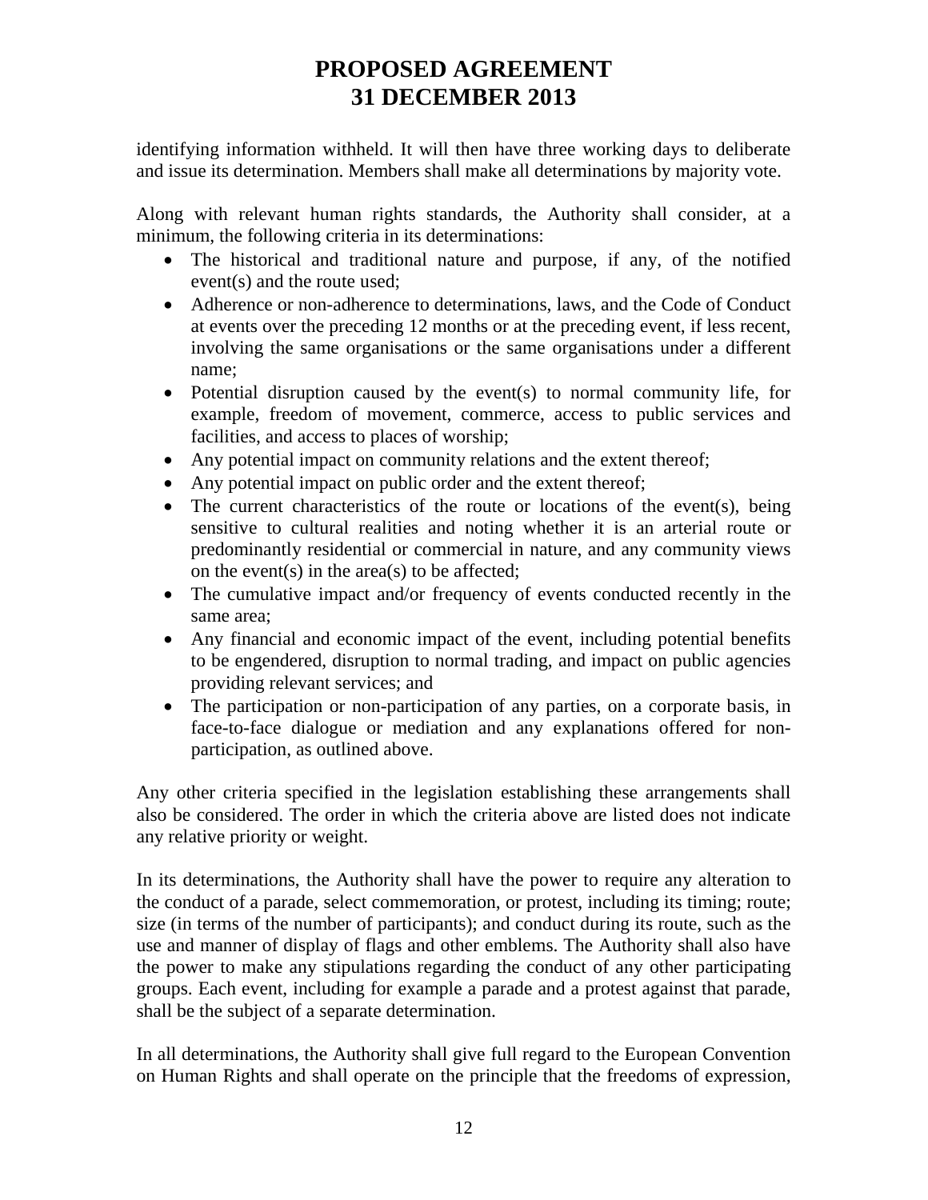identifying information withheld. It will then have three working days to deliberate and issue its determination. Members shall make all determinations by majority vote.

Along with relevant human rights standards, the Authority shall consider, at a minimum, the following criteria in its determinations:

- The historical and traditional nature and purpose, if any, of the notified event(s) and the route used;
- Adherence or non-adherence to determinations, laws, and the Code of Conduct at events over the preceding 12 months or at the preceding event, if less recent, involving the same organisations or the same organisations under a different name;
- Potential disruption caused by the event(s) to normal community life, for example, freedom of movement, commerce, access to public services and facilities, and access to places of worship;
- Any potential impact on community relations and the extent thereof;
- Any potential impact on public order and the extent thereof;
- The current characteristics of the route or locations of the event(s), being sensitive to cultural realities and noting whether it is an arterial route or predominantly residential or commercial in nature, and any community views on the event(s) in the area(s) to be affected;
- The cumulative impact and/or frequency of events conducted recently in the same area;
- Any financial and economic impact of the event, including potential benefits to be engendered, disruption to normal trading, and impact on public agencies providing relevant services; and
- The participation or non-participation of any parties, on a corporate basis, in face-to-face dialogue or mediation and any explanations offered for non-participation, as outlined above.

Any other criteria specified in the legislation establishing these arrangements shall also be considered. The order in which the criteria above are listed does not indicate any relative priority or weight.

In its determinations, the Authority shall have the power to require any alteration to the conduct of a parade, select commemoration, or protest, including its timing; route; size (in terms of the number of participants); and conduct during its route, such as the use and manner of display of flags and other emblems. The Authority shall also have the power to make any stipulations regarding the conduct of any other participating groups. Each event, including for example a parade and a protest against that parade, shall be the subject of a separate determination.

In all determinations, the Authority shall give full regard to the European Convention on Human Rights and shall operate on the principle that the freedoms of expression,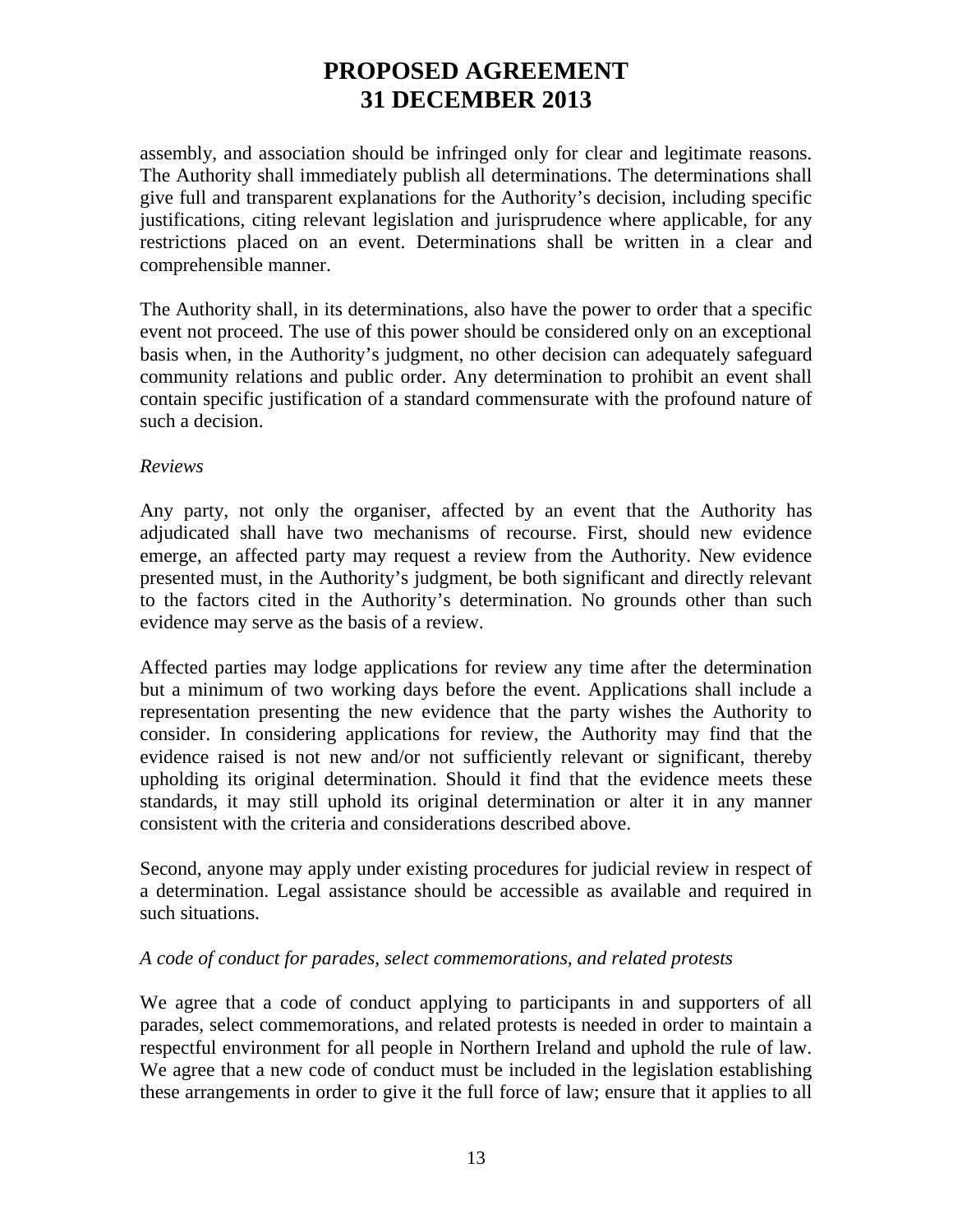assembly, and association should be infringed only for clear and legitimate reasons. The Authority shall immediately publish all determinations. The determinations shall give full and transparent explanations for the Authority's decision, including specific justifications, citing relevant legislation and jurisprudence where applicable, for any restrictions placed on an event. Determinations shall be written in a clear and comprehensible manner.

The Authority shall, in its determinations, also have the power to order that a specific event not proceed. The use of this power should be considered only on an exceptional basis when, in the Authority's judgment, no other decision can adequately safeguard community relations and public order. Any determination to prohibit an event shall contain specific justification of a standard commensurate with the profound nature of such a decision.

*Reviews*

Any party, not only the organiser, affected by an event that the Authority has adjudicated shall have two mechanisms of recourse. First, should new evidence emerge, an affected party may request a review from the Authority. New evidence presented must, in the Authority's judgment, be both significant and directly relevant to the factors cited in the Authority's determination. No grounds other than such evidence may serve as the basis of a review.

Affected parties may lodge applications for review any time after the determination but a minimum of two working days before the event. Applications shall include a representation presenting the new evidence that the party wishes the Authority to consider. In considering applications for review, the Authority may find that the evidence raised is not new and/or not sufficiently relevant or significant, thereby upholding its original determination. Should it find that the evidence meets these standards, it may still uphold its original determination or alter it in any manner consistent with the criteria and considerations described above.

Second, anyone may apply under existing procedures for judicial review in respect of a determination. Legal assistance should be accessible as available and required in such situations.

*A code of conduct for parades, select commemorations, and related protests*

We agree that a code of conduct applying to participants in and supporters of all parades, select commemorations, and related protests is needed in order to maintain a respectful environment for all people in Northern Ireland and uphold the rule of law. We agree that a new code of conduct must be included in the legislation establishing these arrangements in order to give it the full force of law; ensure that it applies to all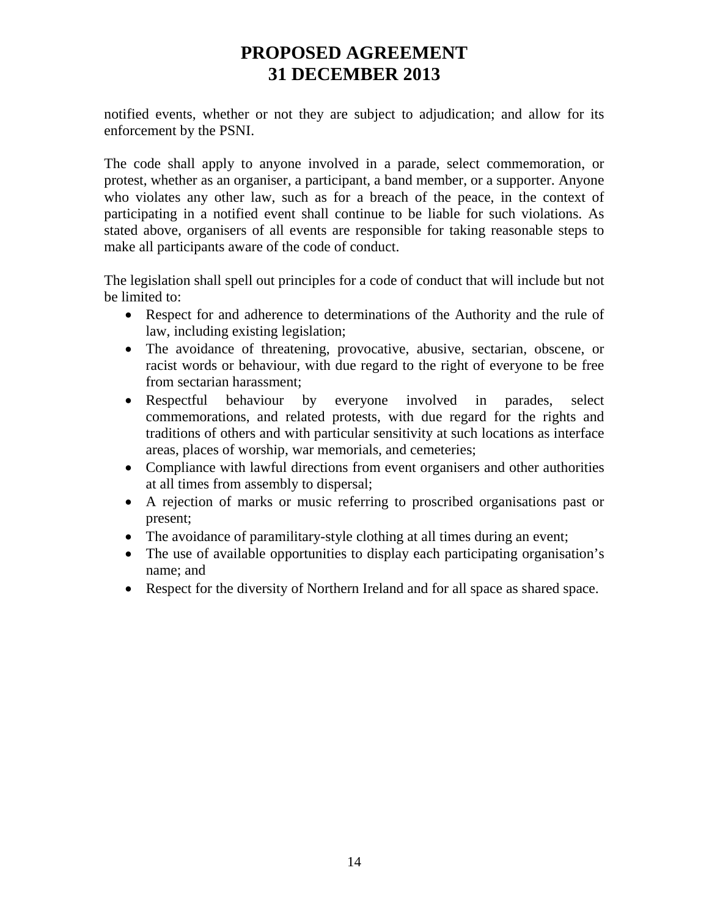notified events, whether or not they are subject to adjudication; and allow for its enforcement by the PSNI.

The code shall apply to anyone involved in a parade, select commemoration, or protest, whether as an organiser, a participant, a band member, or a supporter. Anyone who violates any other law, such as for a breach of the peace, in the context of participating in a notified event shall continue to be liable for such violations. As stated above, organisers of all events are responsible for taking reasonable steps to make all participants aware of the code of conduct.

The legislation shall spell out principles for a code of conduct that will include but not be limited to:

- Respect for and adherence to determinations of the Authority and the rule of law, including existing legislation;
- The avoidance of threatening, provocative, abusive, sectarian, obscene, or racist words or behaviour, with due regard to the right of everyone to be free from sectarian harassment;
- Respectful behaviour by everyone involved in parades, select commemorations, and related protests, with due regard for the rights and traditions of others and with particular sensitivity at such locations as interface areas, places of worship, war memorials, and cemeteries;
- Compliance with lawful directions from event organisers and other authorities at all times from assembly to dispersal;
- A rejection of marks or music referring to proscribed organisations past or present;
- The avoidance of paramilitary-style clothing at all times during an event;
- The use of available opportunities to display each participating organisation's name; and
- Respect for the diversity of Northern Ireland and for all space as shared space.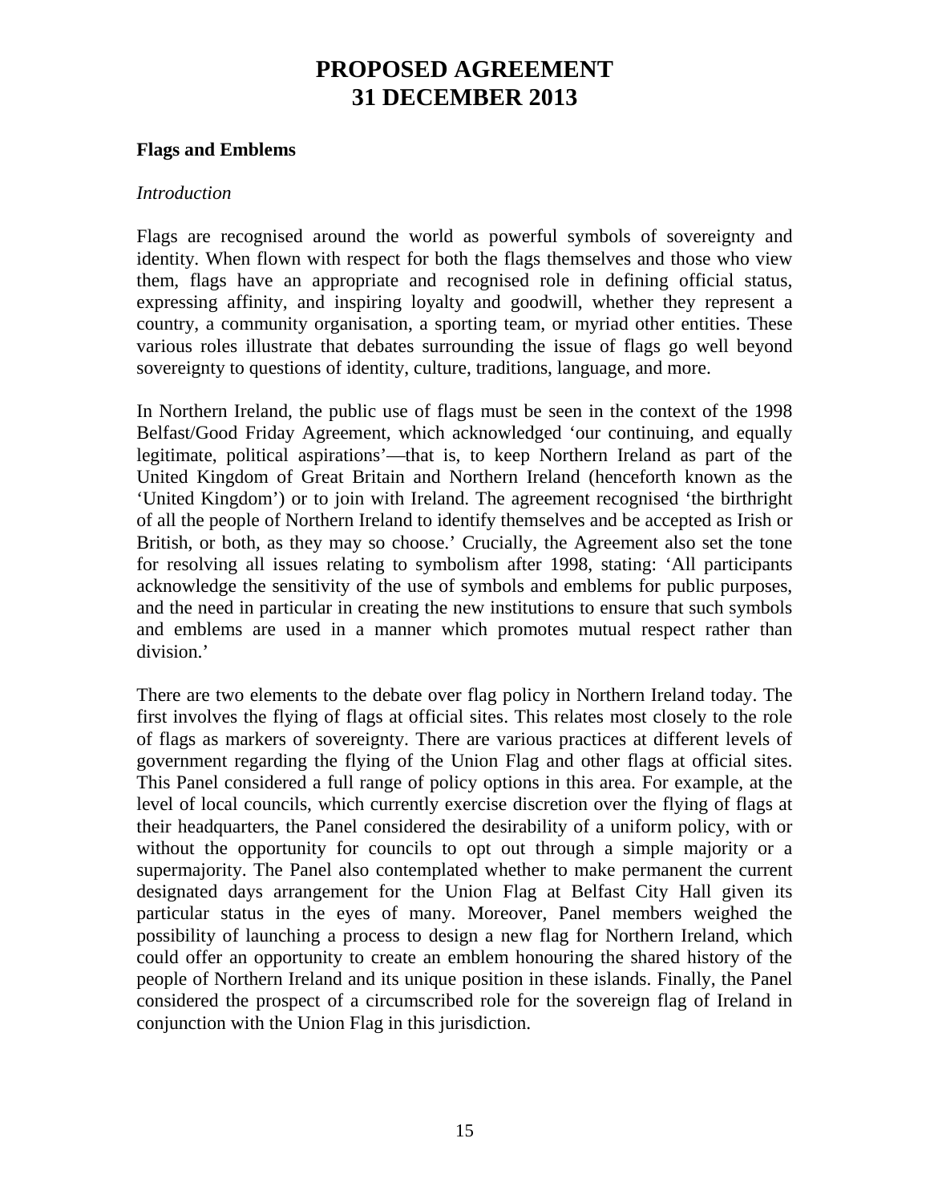# PROPOSED AGREEMENT
# 31 DECEMBER 2013

## Flags and Emblems

*Introduction*

Flags are recognised around the world as powerful symbols of sovereignty and identity. When flown with respect for both the flags themselves and those who view them, flags have an appropriate and recognised role in defining official status, expressing affinity, and inspiring loyalty and goodwill, whether they represent a country, a community organisation, a sporting team, or myriad other entities. These various roles illustrate that debates surrounding the issue of flags go well beyond sovereignty to questions of identity, culture, traditions, language, and more.

In Northern Ireland, the public use of flags must be seen in the context of the 1998 Belfast/Good Friday Agreement, which acknowledged 'our continuing, and equally legitimate, political aspirations'—that is, to keep Northern Ireland as part of the United Kingdom of Great Britain and Northern Ireland (henceforth known as the 'United Kingdom') or to join with Ireland. The agreement recognised 'the birthright of all the people of Northern Ireland to identify themselves and be accepted as Irish or British, or both, as they may so choose.' Crucially, the Agreement also set the tone for resolving all issues relating to symbolism after 1998, stating: 'All participants acknowledge the sensitivity of the use of symbols and emblems for public purposes, and the need in particular in creating the new institutions to ensure that such symbols and emblems are used in a manner which promotes mutual respect rather than division.'

There are two elements to the debate over flag policy in Northern Ireland today. The first involves the flying of flags at official sites. This relates most closely to the role of flags as markers of sovereignty. There are various practices at different levels of government regarding the flying of the Union Flag and other flags at official sites. This Panel considered a full range of policy options in this area. For example, at the level of local councils, which currently exercise discretion over the flying of flags at their headquarters, the Panel considered the desirability of a uniform policy, with or without the opportunity for councils to opt out through a simple majority or a supermajority. The Panel also contemplated whether to make permanent the current designated days arrangement for the Union Flag at Belfast City Hall given its particular status in the eyes of many. Moreover, Panel members weighed the possibility of launching a process to design a new flag for Northern Ireland, which could offer an opportunity to create an emblem honouring the shared history of the people of Northern Ireland and its unique position in these islands. Finally, the Panel considered the prospect of a circumscribed role for the sovereign flag of Ireland in conjunction with the Union Flag in this jurisdiction.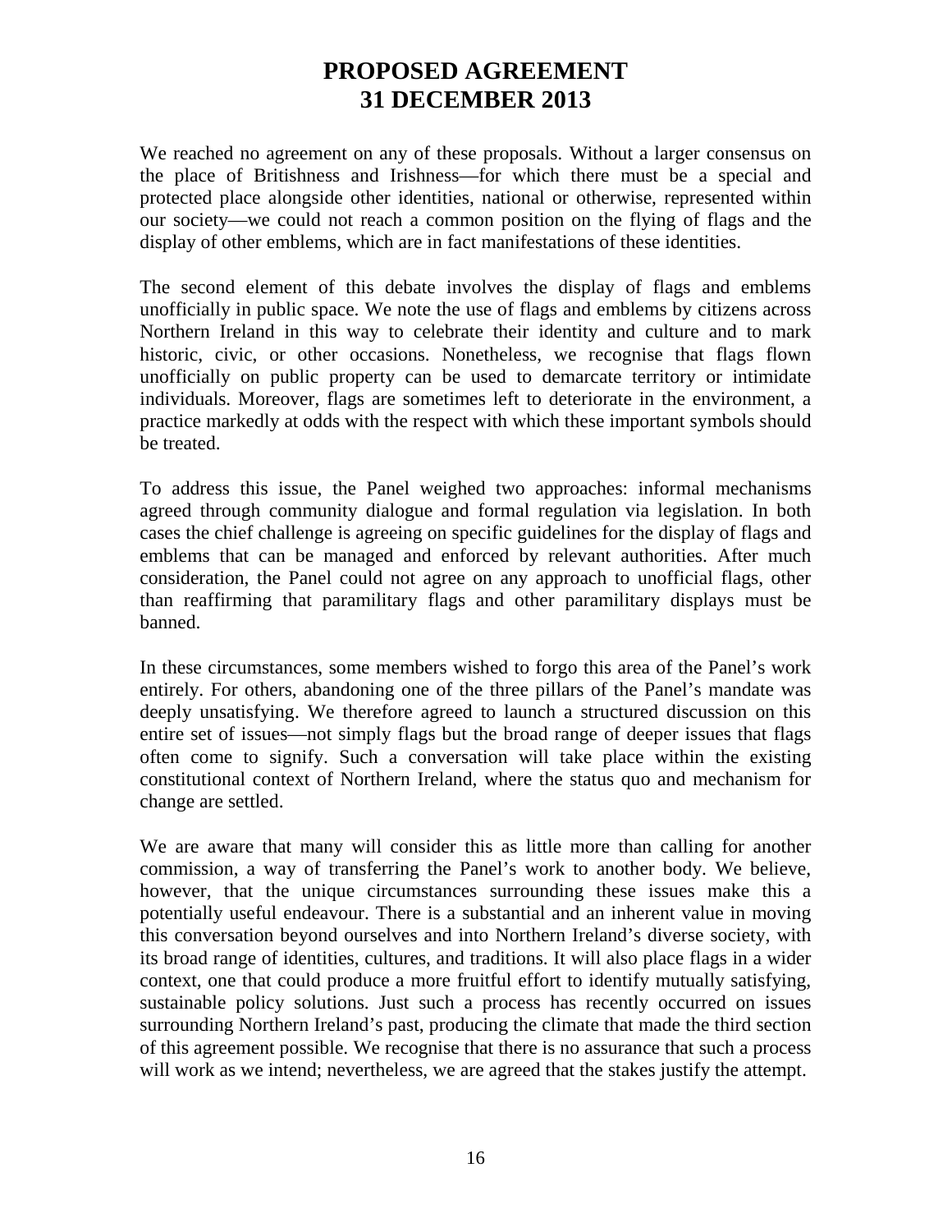# PROPOSED AGREEMENT
# 31 DECEMBER 2013

We reached no agreement on any of these proposals. Without a larger consensus on the place of Britishness and Irishness—for which there must be a special and protected place alongside other identities, national or otherwise, represented within our society—we could not reach a common position on the flying of flags and the display of other emblems, which are in fact manifestations of these identities.

The second element of this debate involves the display of flags and emblems unofficially in public space. We note the use of flags and emblems by citizens across Northern Ireland in this way to celebrate their identity and culture and to mark historic, civic, or other occasions. Nonetheless, we recognise that flags flown unofficially on public property can be used to demarcate territory or intimidate individuals. Moreover, flags are sometimes left to deteriorate in the environment, a practice markedly at odds with the respect with which these important symbols should be treated.

To address this issue, the Panel weighed two approaches: informal mechanisms agreed through community dialogue and formal regulation via legislation. In both cases the chief challenge is agreeing on specific guidelines for the display of flags and emblems that can be managed and enforced by relevant authorities. After much consideration, the Panel could not agree on any approach to unofficial flags, other than reaffirming that paramilitary flags and other paramilitary displays must be banned.

In these circumstances, some members wished to forgo this area of the Panel's work entirely. For others, abandoning one of the three pillars of the Panel's mandate was deeply unsatisfying. We therefore agreed to launch a structured discussion on this entire set of issues—not simply flags but the broad range of deeper issues that flags often come to signify. Such a conversation will take place within the existing constitutional context of Northern Ireland, where the status quo and mechanism for change are settled.

We are aware that many will consider this as little more than calling for another commission, a way of transferring the Panel's work to another body. We believe, however, that the unique circumstances surrounding these issues make this a potentially useful endeavour. There is a substantial and an inherent value in moving this conversation beyond ourselves and into Northern Ireland's diverse society, with its broad range of identities, cultures, and traditions. It will also place flags in a wider context, one that could produce a more fruitful effort to identify mutually satisfying, sustainable policy solutions. Just such a process has recently occurred on issues surrounding Northern Ireland's past, producing the climate that made the third section of this agreement possible. We recognise that there is no assurance that such a process will work as we intend; nevertheless, we are agreed that the stakes justify the attempt.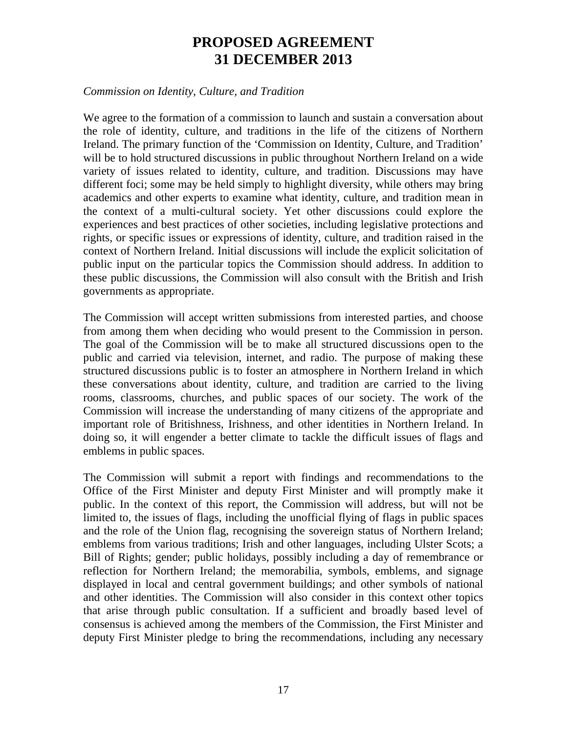# PROPOSED AGREEMENT
# 31 DECEMBER 2013

*Commission on Identity, Culture, and Tradition*

We agree to the formation of a commission to launch and sustain a conversation about the role of identity, culture, and traditions in the life of the citizens of Northern Ireland. The primary function of the 'Commission on Identity, Culture, and Tradition' will be to hold structured discussions in public throughout Northern Ireland on a wide variety of issues related to identity, culture, and tradition. Discussions may have different foci; some may be held simply to highlight diversity, while others may bring academics and other experts to examine what identity, culture, and tradition mean in the context of a multi-cultural society. Yet other discussions could explore the experiences and best practices of other societies, including legislative protections and rights, or specific issues or expressions of identity, culture, and tradition raised in the context of Northern Ireland. Initial discussions will include the explicit solicitation of public input on the particular topics the Commission should address. In addition to these public discussions, the Commission will also consult with the British and Irish governments as appropriate.

The Commission will accept written submissions from interested parties, and choose from among them when deciding who would present to the Commission in person. The goal of the Commission will be to make all structured discussions open to the public and carried via television, internet, and radio. The purpose of making these structured discussions public is to foster an atmosphere in Northern Ireland in which these conversations about identity, culture, and tradition are carried to the living rooms, classrooms, churches, and public spaces of our society. The work of the Commission will increase the understanding of many citizens of the appropriate and important role of Britishness, Irishness, and other identities in Northern Ireland. In doing so, it will engender a better climate to tackle the difficult issues of flags and emblems in public spaces.

The Commission will submit a report with findings and recommendations to the Office of the First Minister and deputy First Minister and will promptly make it public. In the context of this report, the Commission will address, but will not be limited to, the issues of flags, including the unofficial flying of flags in public spaces and the role of the Union flag, recognising the sovereign status of Northern Ireland; emblems from various traditions; Irish and other languages, including Ulster Scots; a Bill of Rights; gender; public holidays, possibly including a day of remembrance or reflection for Northern Ireland; the memorabilia, symbols, emblems, and signage displayed in local and central government buildings; and other symbols of national and other identities. The Commission will also consider in this context other topics that arise through public consultation. If a sufficient and broadly based level of consensus is achieved among the members of the Commission, the First Minister and deputy First Minister pledge to bring the recommendations, including any necessary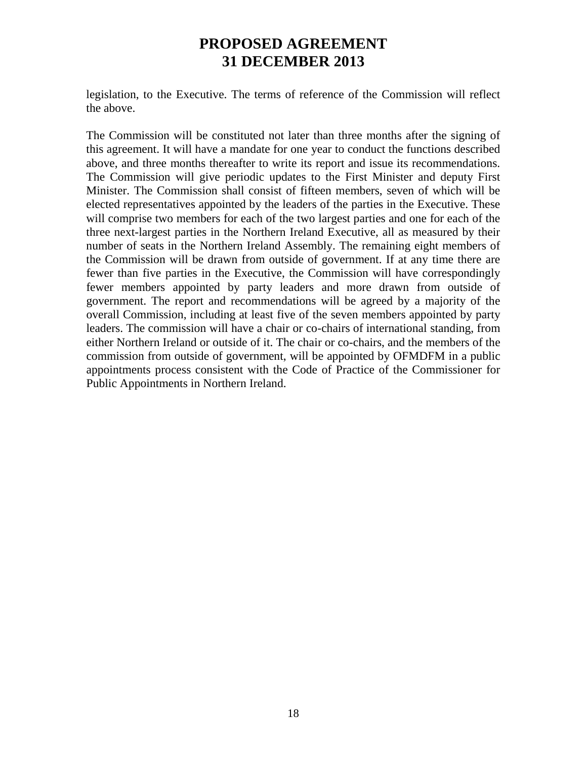legislation, to the Executive. The terms of reference of the Commission will reflect the above.

The Commission will be constituted not later than three months after the signing of this agreement. It will have a mandate for one year to conduct the functions described above, and three months thereafter to write its report and issue its recommendations. The Commission will give periodic updates to the First Minister and deputy First Minister. The Commission shall consist of fifteen members, seven of which will be elected representatives appointed by the leaders of the parties in the Executive. These will comprise two members for each of the two largest parties and one for each of the three next-largest parties in the Northern Ireland Executive, all as measured by their number of seats in the Northern Ireland Assembly. The remaining eight members of the Commission will be drawn from outside of government. If at any time there are fewer than five parties in the Executive, the Commission will have correspondingly fewer members appointed by party leaders and more drawn from outside of government. The report and recommendations will be agreed by a majority of the overall Commission, including at least five of the seven members appointed by party leaders. The commission will have a chair or co-chairs of international standing, from either Northern Ireland or outside of it. The chair or co-chairs, and the members of the commission from outside of government, will be appointed by OFMDFM in a public appointments process consistent with the Code of Practice of the Commissioner for Public Appointments in Northern Ireland.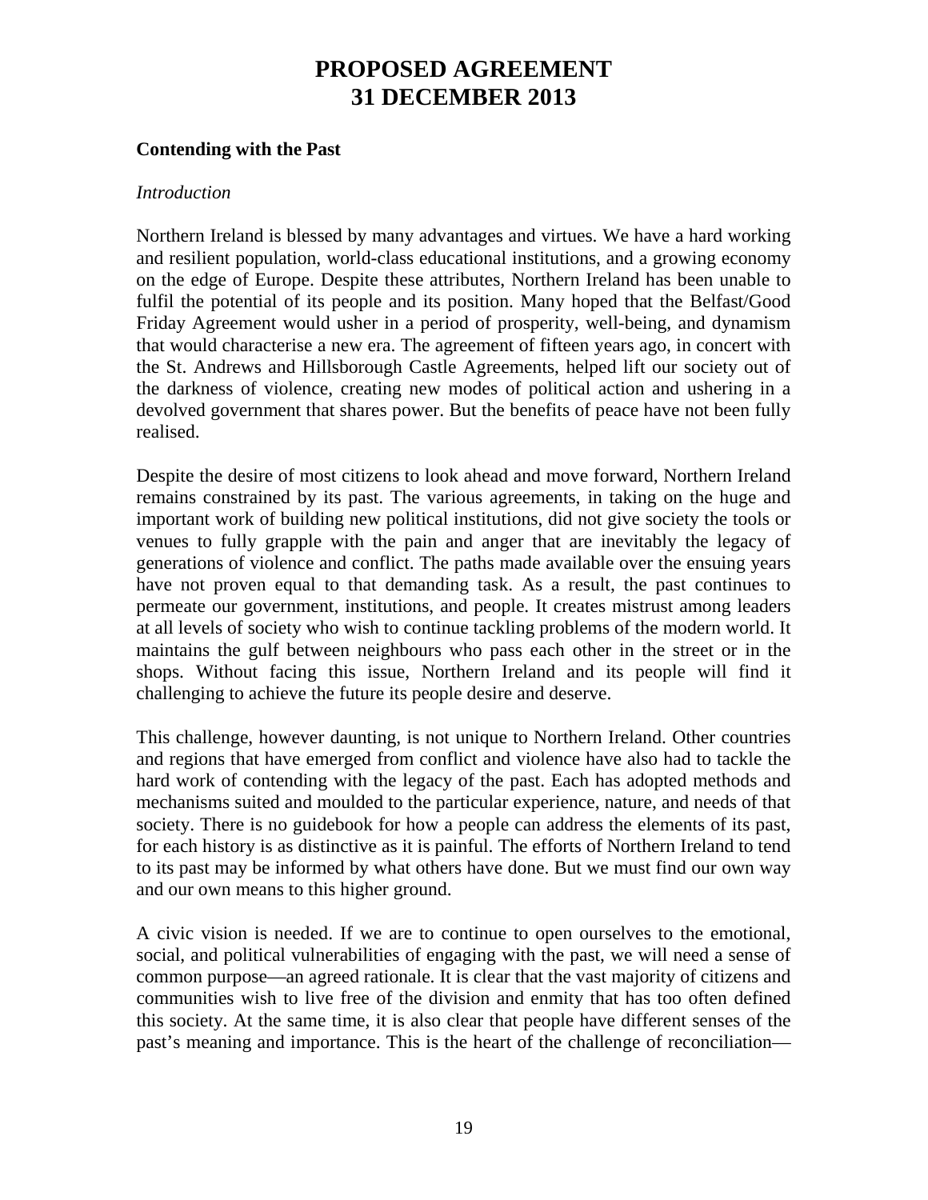# PROPOSED AGREEMENT 31 DECEMBER 2013

**Contending with the Past**

*Introduction*

Northern Ireland is blessed by many advantages and virtues. We have a hard working and resilient population, world-class educational institutions, and a growing economy on the edge of Europe. Despite these attributes, Northern Ireland has been unable to fulfil the potential of its people and its position. Many hoped that the Belfast/Good Friday Agreement would usher in a period of prosperity, well-being, and dynamism that would characterise a new era. The agreement of fifteen years ago, in concert with the St. Andrews and Hillsborough Castle Agreements, helped lift our society out of the darkness of violence, creating new modes of political action and ushering in a devolved government that shares power. But the benefits of peace have not been fully realised.

Despite the desire of most citizens to look ahead and move forward, Northern Ireland remains constrained by its past. The various agreements, in taking on the huge and important work of building new political institutions, did not give society the tools or venues to fully grapple with the pain and anger that are inevitably the legacy of generations of violence and conflict. The paths made available over the ensuing years have not proven equal to that demanding task. As a result, the past continues to permeate our government, institutions, and people. It creates mistrust among leaders at all levels of society who wish to continue tackling problems of the modern world. It maintains the gulf between neighbours who pass each other in the street or in the shops. Without facing this issue, Northern Ireland and its people will find it challenging to achieve the future its people desire and deserve.

This challenge, however daunting, is not unique to Northern Ireland. Other countries and regions that have emerged from conflict and violence have also had to tackle the hard work of contending with the legacy of the past. Each has adopted methods and mechanisms suited and moulded to the particular experience, nature, and needs of that society. There is no guidebook for how a people can address the elements of its past, for each history is as distinctive as it is painful. The efforts of Northern Ireland to tend to its past may be informed by what others have done. But we must find our own way and our own means to this higher ground.

A civic vision is needed. If we are to continue to open ourselves to the emotional, social, and political vulnerabilities of engaging with the past, we will need a sense of common purpose—an agreed rationale. It is clear that the vast majority of citizens and communities wish to live free of the division and enmity that has too often defined this society. At the same time, it is also clear that people have different senses of the past's meaning and importance. This is the heart of the challenge of reconciliation—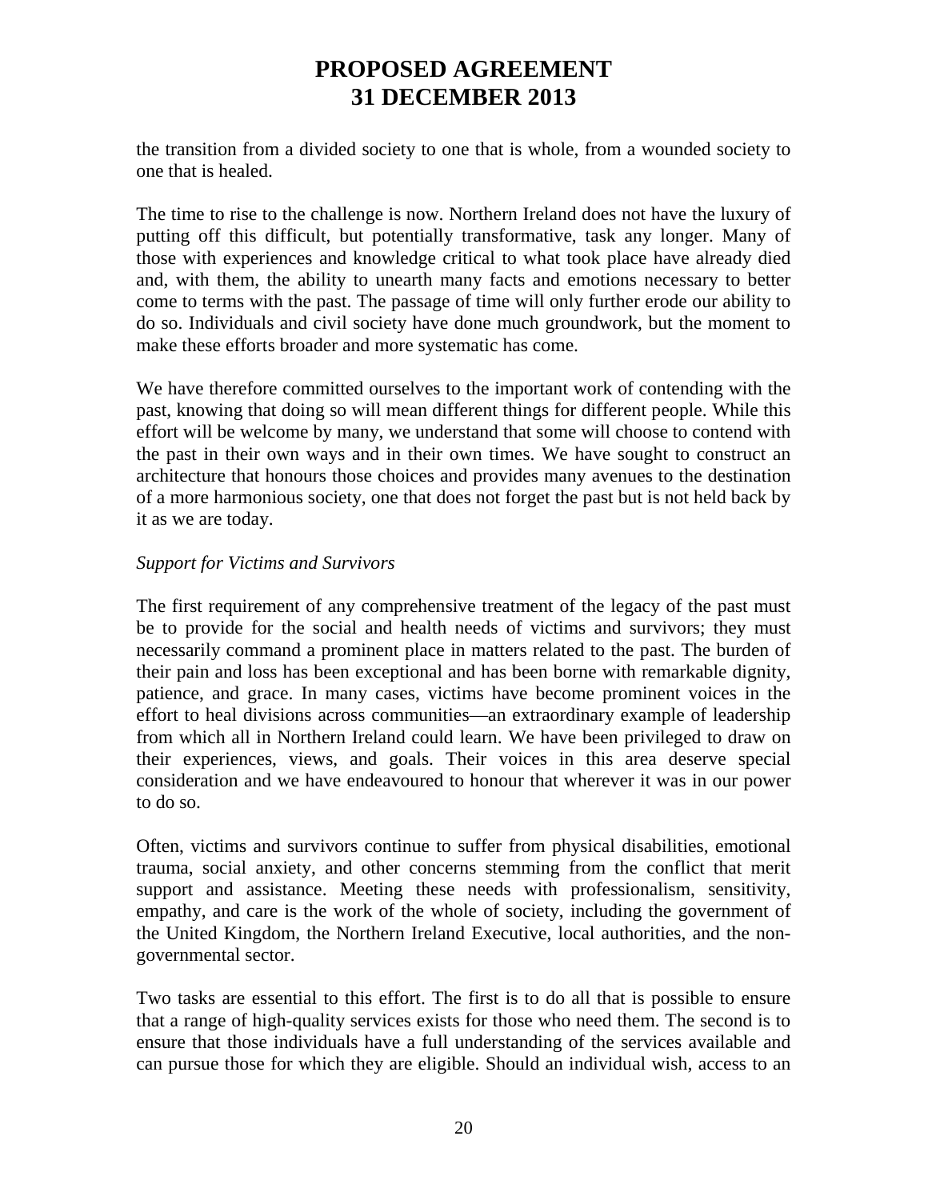the transition from a divided society to one that is whole, from a wounded society to one that is healed.

The time to rise to the challenge is now. Northern Ireland does not have the luxury of putting off this difficult, but potentially transformative, task any longer. Many of those with experiences and knowledge critical to what took place have already died and, with them, the ability to unearth many facts and emotions necessary to better come to terms with the past. The passage of time will only further erode our ability to do so. Individuals and civil society have done much groundwork, but the moment to make these efforts broader and more systematic has come.

We have therefore committed ourselves to the important work of contending with the past, knowing that doing so will mean different things for different people. While this effort will be welcome by many, we understand that some will choose to contend with the past in their own ways and in their own times. We have sought to construct an architecture that honours those choices and provides many avenues to the destination of a more harmonious society, one that does not forget the past but is not held back by it as we are today.

*Support for Victims and Survivors*

The first requirement of any comprehensive treatment of the legacy of the past must be to provide for the social and health needs of victims and survivors; they must necessarily command a prominent place in matters related to the past. The burden of their pain and loss has been exceptional and has been borne with remarkable dignity, patience, and grace. In many cases, victims have become prominent voices in the effort to heal divisions across communities—an extraordinary example of leadership from which all in Northern Ireland could learn. We have been privileged to draw on their experiences, views, and goals. Their voices in this area deserve special consideration and we have endeavoured to honour that wherever it was in our power to do so.

Often, victims and survivors continue to suffer from physical disabilities, emotional trauma, social anxiety, and other concerns stemming from the conflict that merit support and assistance. Meeting these needs with professionalism, sensitivity, empathy, and care is the work of the whole of society, including the government of the United Kingdom, the Northern Ireland Executive, local authorities, and the non-governmental sector.

Two tasks are essential to this effort. The first is to do all that is possible to ensure that a range of high-quality services exists for those who need them. The second is to ensure that those individuals have a full understanding of the services available and can pursue those for which they are eligible. Should an individual wish, access to an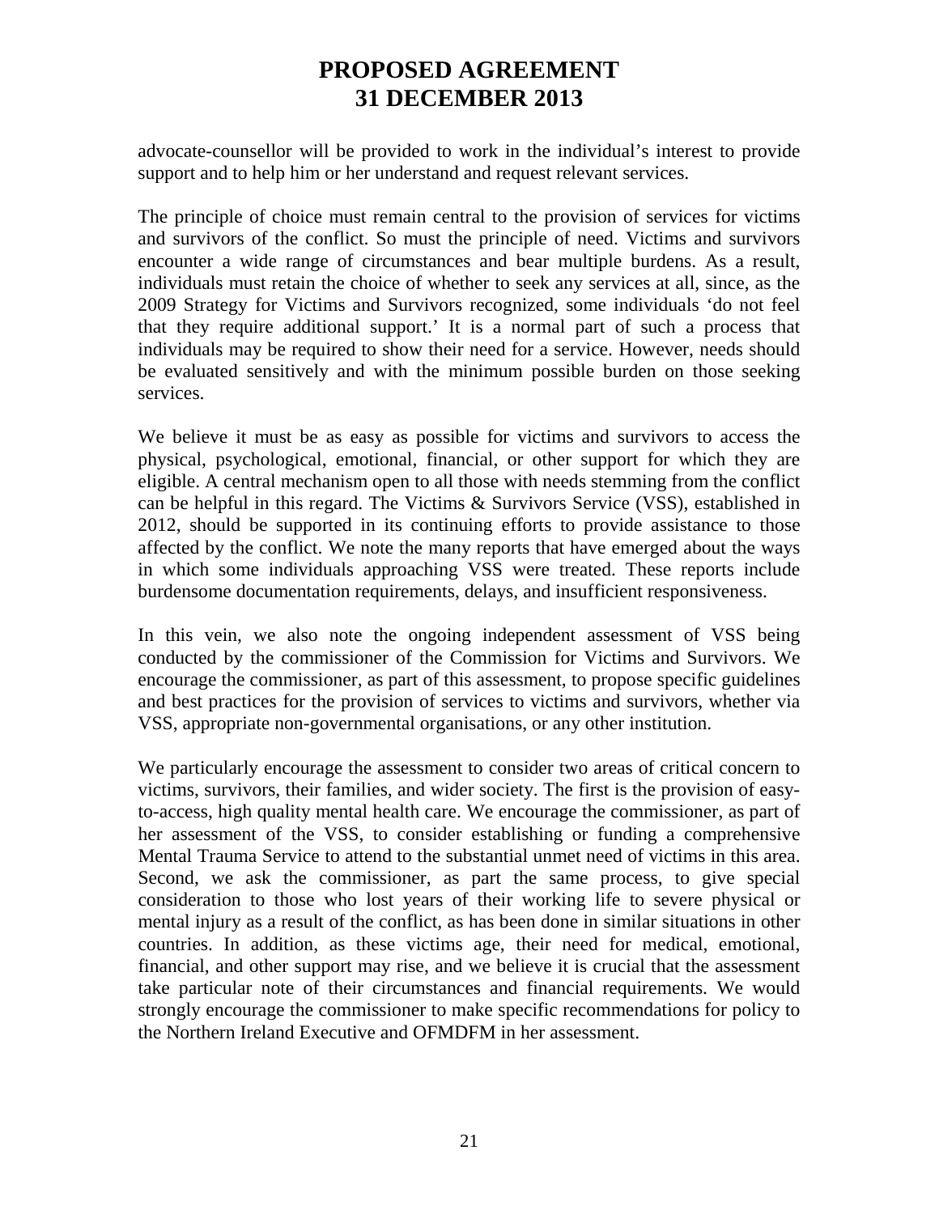advocate-counsellor will be provided to work in the individual's interest to provide support and to help him or her understand and request relevant services.

The principle of choice must remain central to the provision of services for victims and survivors of the conflict. So must the principle of need. Victims and survivors encounter a wide range of circumstances and bear multiple burdens. As a result, individuals must retain the choice of whether to seek any services at all, since, as the 2009 Strategy for Victims and Survivors recognized, some individuals 'do not feel that they require additional support.' It is a normal part of such a process that individuals may be required to show their need for a service. However, needs should be evaluated sensitively and with the minimum possible burden on those seeking services.

We believe it must be as easy as possible for victims and survivors to access the physical, psychological, emotional, financial, or other support for which they are eligible. A central mechanism open to all those with needs stemming from the conflict can be helpful in this regard. The Victims & Survivors Service (VSS), established in 2012, should be supported in its continuing efforts to provide assistance to those affected by the conflict. We note the many reports that have emerged about the ways in which some individuals approaching VSS were treated. These reports include burdensome documentation requirements, delays, and insufficient responsiveness.

In this vein, we also note the ongoing independent assessment of VSS being conducted by the commissioner of the Commission for Victims and Survivors. We encourage the commissioner, as part of this assessment, to propose specific guidelines and best practices for the provision of services to victims and survivors, whether via VSS, appropriate non-governmental organisations, or any other institution.

We particularly encourage the assessment to consider two areas of critical concern to victims, survivors, their families, and wider society. The first is the provision of easy-to-access, high quality mental health care. We encourage the commissioner, as part of her assessment of the VSS, to consider establishing or funding a comprehensive Mental Trauma Service to attend to the substantial unmet need of victims in this area. Second, we ask the commissioner, as part the same process, to give special consideration to those who lost years of their working life to severe physical or mental injury as a result of the conflict, as has been done in similar situations in other countries. In addition, as these victims age, their need for medical, emotional, financial, and other support may rise, and we believe it is crucial that the assessment take particular note of their circumstances and financial requirements. We would strongly encourage the commissioner to make specific recommendations for policy to the Northern Ireland Executive and OFMDFM in her assessment.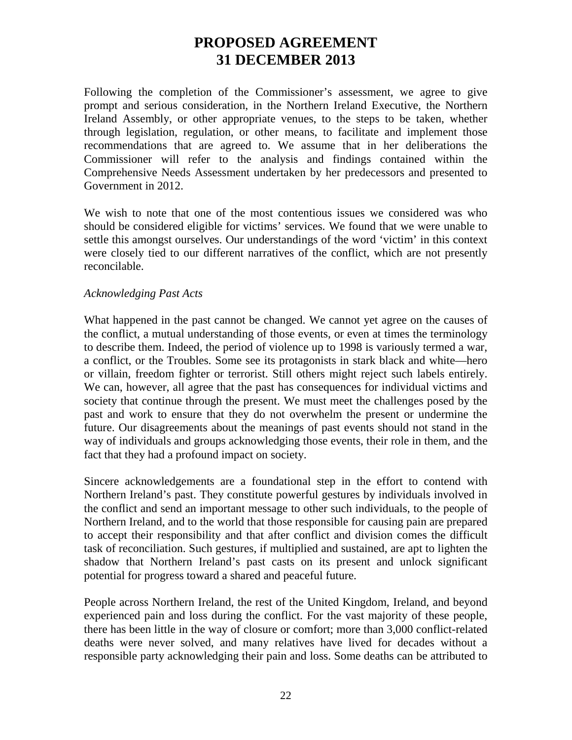# PROPOSED AGREEMENT
# 31 DECEMBER 2013

Following the completion of the Commissioner's assessment, we agree to give prompt and serious consideration, in the Northern Ireland Executive, the Northern Ireland Assembly, or other appropriate venues, to the steps to be taken, whether through legislation, regulation, or other means, to facilitate and implement those recommendations that are agreed to. We assume that in her deliberations the Commissioner will refer to the analysis and findings contained within the Comprehensive Needs Assessment undertaken by her predecessors and presented to Government in 2012.

We wish to note that one of the most contentious issues we considered was who should be considered eligible for victims' services. We found that we were unable to settle this amongst ourselves. Our understandings of the word 'victim' in this context were closely tied to our different narratives of the conflict, which are not presently reconcilable.

*Acknowledging Past Acts*

What happened in the past cannot be changed. We cannot yet agree on the causes of the conflict, a mutual understanding of those events, or even at times the terminology to describe them. Indeed, the period of violence up to 1998 is variously termed a war, a conflict, or the Troubles. Some see its protagonists in stark black and white—hero or villain, freedom fighter or terrorist. Still others might reject such labels entirely. We can, however, all agree that the past has consequences for individual victims and society that continue through the present. We must meet the challenges posed by the past and work to ensure that they do not overwhelm the present or undermine the future. Our disagreements about the meanings of past events should not stand in the way of individuals and groups acknowledging those events, their role in them, and the fact that they had a profound impact on society.

Sincere acknowledgements are a foundational step in the effort to contend with Northern Ireland's past. They constitute powerful gestures by individuals involved in the conflict and send an important message to other such individuals, to the people of Northern Ireland, and to the world that those responsible for causing pain are prepared to accept their responsibility and that after conflict and division comes the difficult task of reconciliation. Such gestures, if multiplied and sustained, are apt to lighten the shadow that Northern Ireland's past casts on its present and unlock significant potential for progress toward a shared and peaceful future.

People across Northern Ireland, the rest of the United Kingdom, Ireland, and beyond experienced pain and loss during the conflict. For the vast majority of these people, there has been little in the way of closure or comfort; more than 3,000 conflict-related deaths were never solved, and many relatives have lived for decades without a responsible party acknowledging their pain and loss. Some deaths can be attributed to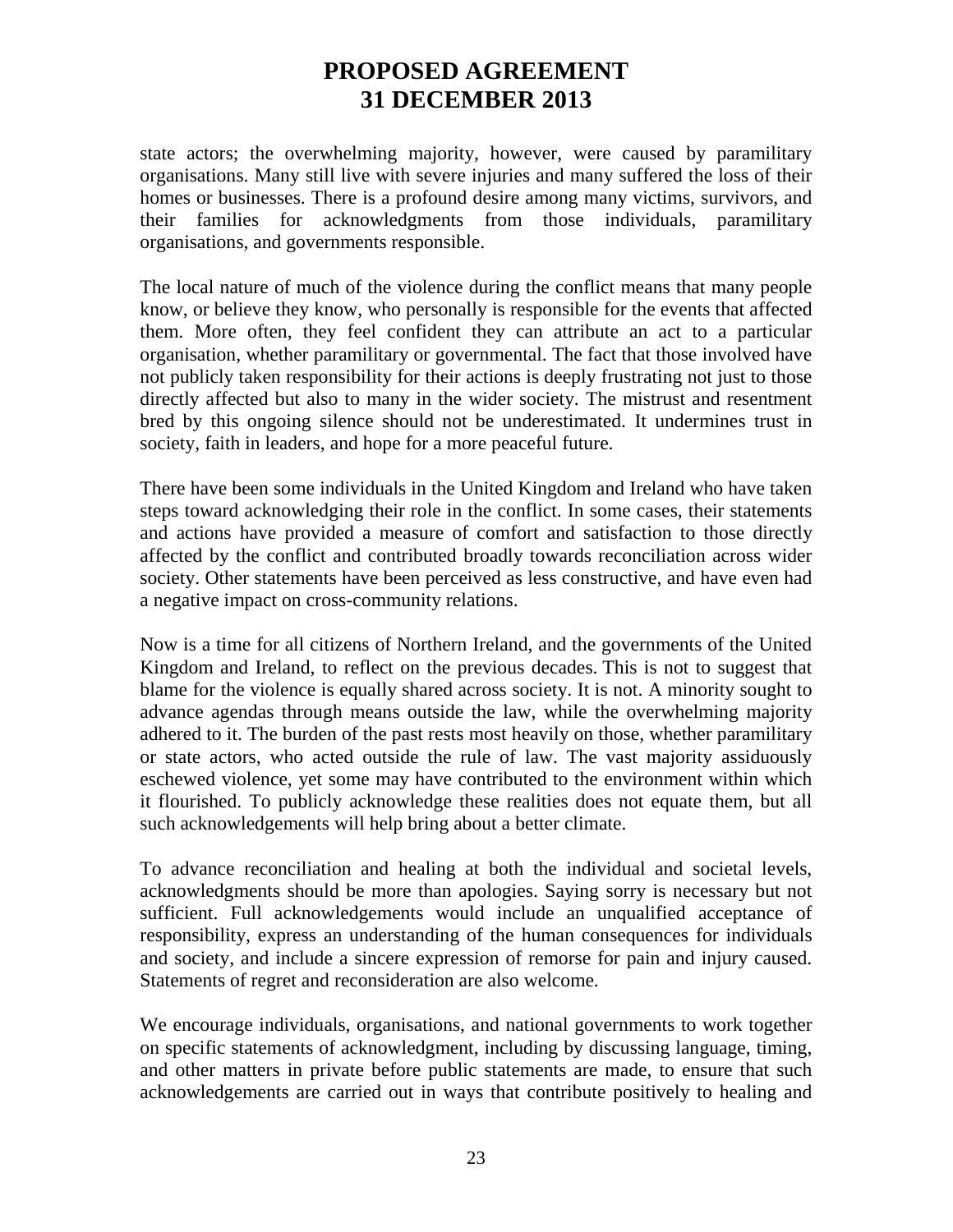state actors; the overwhelming majority, however, were caused by paramilitary organisations. Many still live with severe injuries and many suffered the loss of their homes or businesses. There is a profound desire among many victims, survivors, and their families for acknowledgments from those individuals, paramilitary organisations, and governments responsible.

The local nature of much of the violence during the conflict means that many people know, or believe they know, who personally is responsible for the events that affected them. More often, they feel confident they can attribute an act to a particular organisation, whether paramilitary or governmental. The fact that those involved have not publicly taken responsibility for their actions is deeply frustrating not just to those directly affected but also to many in the wider society. The mistrust and resentment bred by this ongoing silence should not be underestimated. It undermines trust in society, faith in leaders, and hope for a more peaceful future.

There have been some individuals in the United Kingdom and Ireland who have taken steps toward acknowledging their role in the conflict. In some cases, their statements and actions have provided a measure of comfort and satisfaction to those directly affected by the conflict and contributed broadly towards reconciliation across wider society. Other statements have been perceived as less constructive, and have even had a negative impact on cross-community relations.

Now is a time for all citizens of Northern Ireland, and the governments of the United Kingdom and Ireland, to reflect on the previous decades. This is not to suggest that blame for the violence is equally shared across society. It is not. A minority sought to advance agendas through means outside the law, while the overwhelming majority adhered to it. The burden of the past rests most heavily on those, whether paramilitary or state actors, who acted outside the rule of law. The vast majority assiduously eschewed violence, yet some may have contributed to the environment within which it flourished. To publicly acknowledge these realities does not equate them, but all such acknowledgements will help bring about a better climate.

To advance reconciliation and healing at both the individual and societal levels, acknowledgments should be more than apologies. Saying sorry is necessary but not sufficient. Full acknowledgements would include an unqualified acceptance of responsibility, express an understanding of the human consequences for individuals and society, and include a sincere expression of remorse for pain and injury caused. Statements of regret and reconsideration are also welcome.

We encourage individuals, organisations, and national governments to work together on specific statements of acknowledgment, including by discussing language, timing, and other matters in private before public statements are made, to ensure that such acknowledgements are carried out in ways that contribute positively to healing and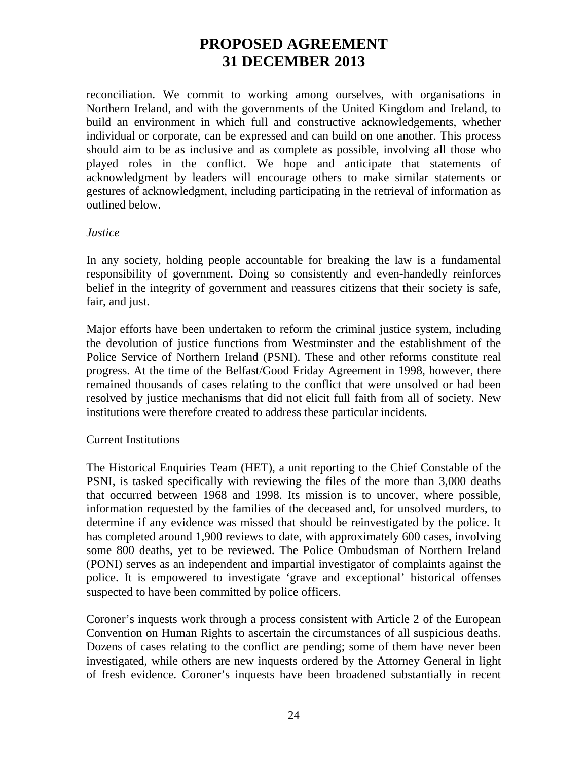reconciliation. We commit to working among ourselves, with organisations in Northern Ireland, and with the governments of the United Kingdom and Ireland, to build an environment in which full and constructive acknowledgements, whether individual or corporate, can be expressed and can build on one another. This process should aim to be as inclusive and as complete as possible, involving all those who played roles in the conflict. We hope and anticipate that statements of acknowledgment by leaders will encourage others to make similar statements or gestures of acknowledgment, including participating in the retrieval of information as outlined below.

*Justice*

In any society, holding people accountable for breaking the law is a fundamental responsibility of government. Doing so consistently and even-handedly reinforces belief in the integrity of government and reassures citizens that their society is safe, fair, and just.

Major efforts have been undertaken to reform the criminal justice system, including the devolution of justice functions from Westminster and the establishment of the Police Service of Northern Ireland (PSNI). These and other reforms constitute real progress. At the time of the Belfast/Good Friday Agreement in 1998, however, there remained thousands of cases relating to the conflict that were unsolved or had been resolved by justice mechanisms that did not elicit full faith from all of society. New institutions were therefore created to address these particular incidents.

<u>Current Institutions</u>

The Historical Enquiries Team (HET), a unit reporting to the Chief Constable of the PSNI, is tasked specifically with reviewing the files of the more than 3,000 deaths that occurred between 1968 and 1998. Its mission is to uncover, where possible, information requested by the families of the deceased and, for unsolved murders, to determine if any evidence was missed that should be reinvestigated by the police. It has completed around 1,900 reviews to date, with approximately 600 cases, involving some 800 deaths, yet to be reviewed. The Police Ombudsman of Northern Ireland (PONI) serves as an independent and impartial investigator of complaints against the police. It is empowered to investigate 'grave and exceptional' historical offenses suspected to have been committed by police officers.

Coroner's inquests work through a process consistent with Article 2 of the European Convention on Human Rights to ascertain the circumstances of all suspicious deaths. Dozens of cases relating to the conflict are pending; some of them have never been investigated, while others are new inquests ordered by the Attorney General in light of fresh evidence. Coroner's inquests have been broadened substantially in recent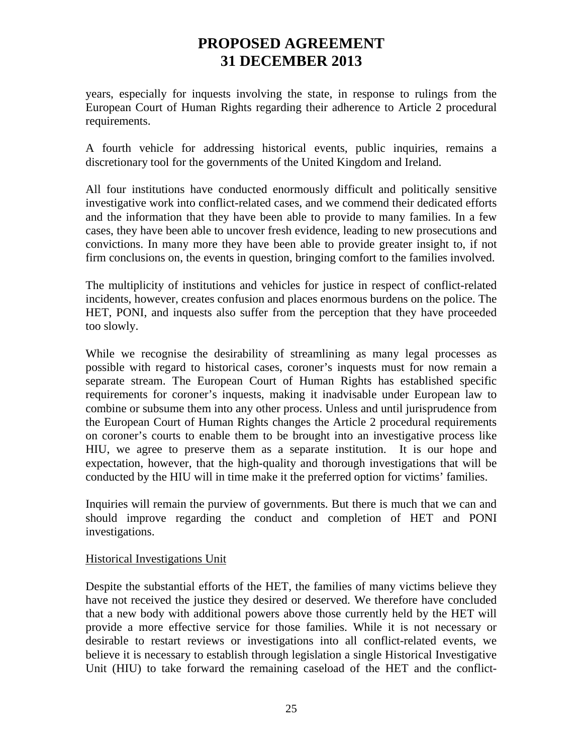years, especially for inquests involving the state, in response to rulings from the European Court of Human Rights regarding their adherence to Article 2 procedural requirements.

A fourth vehicle for addressing historical events, public inquiries, remains a discretionary tool for the governments of the United Kingdom and Ireland.

All four institutions have conducted enormously difficult and politically sensitive investigative work into conflict-related cases, and we commend their dedicated efforts and the information that they have been able to provide to many families. In a few cases, they have been able to uncover fresh evidence, leading to new prosecutions and convictions. In many more they have been able to provide greater insight to, if not firm conclusions on, the events in question, bringing comfort to the families involved.

The multiplicity of institutions and vehicles for justice in respect of conflict-related incidents, however, creates confusion and places enormous burdens on the police. The HET, PONI, and inquests also suffer from the perception that they have proceeded too slowly.

While we recognise the desirability of streamlining as many legal processes as possible with regard to historical cases, coroner's inquests must for now remain a separate stream. The European Court of Human Rights has established specific requirements for coroner's inquests, making it inadvisable under European law to combine or subsume them into any other process. Unless and until jurisprudence from the European Court of Human Rights changes the Article 2 procedural requirements on coroner's courts to enable them to be brought into an investigative process like HIU, we agree to preserve them as a separate institution. It is our hope and expectation, however, that the high-quality and thorough investigations that will be conducted by the HIU will in time make it the preferred option for victims' families.

Inquiries will remain the purview of governments. But there is much that we can and should improve regarding the conduct and completion of HET and PONI investigations.

Historical Investigations Unit

Despite the substantial efforts of the HET, the families of many victims believe they have not received the justice they desired or deserved. We therefore have concluded that a new body with additional powers above those currently held by the HET will provide a more effective service for those families. While it is not necessary or desirable to restart reviews or investigations into all conflict-related events, we believe it is necessary to establish through legislation a single Historical Investigative Unit (HIU) to take forward the remaining caseload of the HET and the conflict-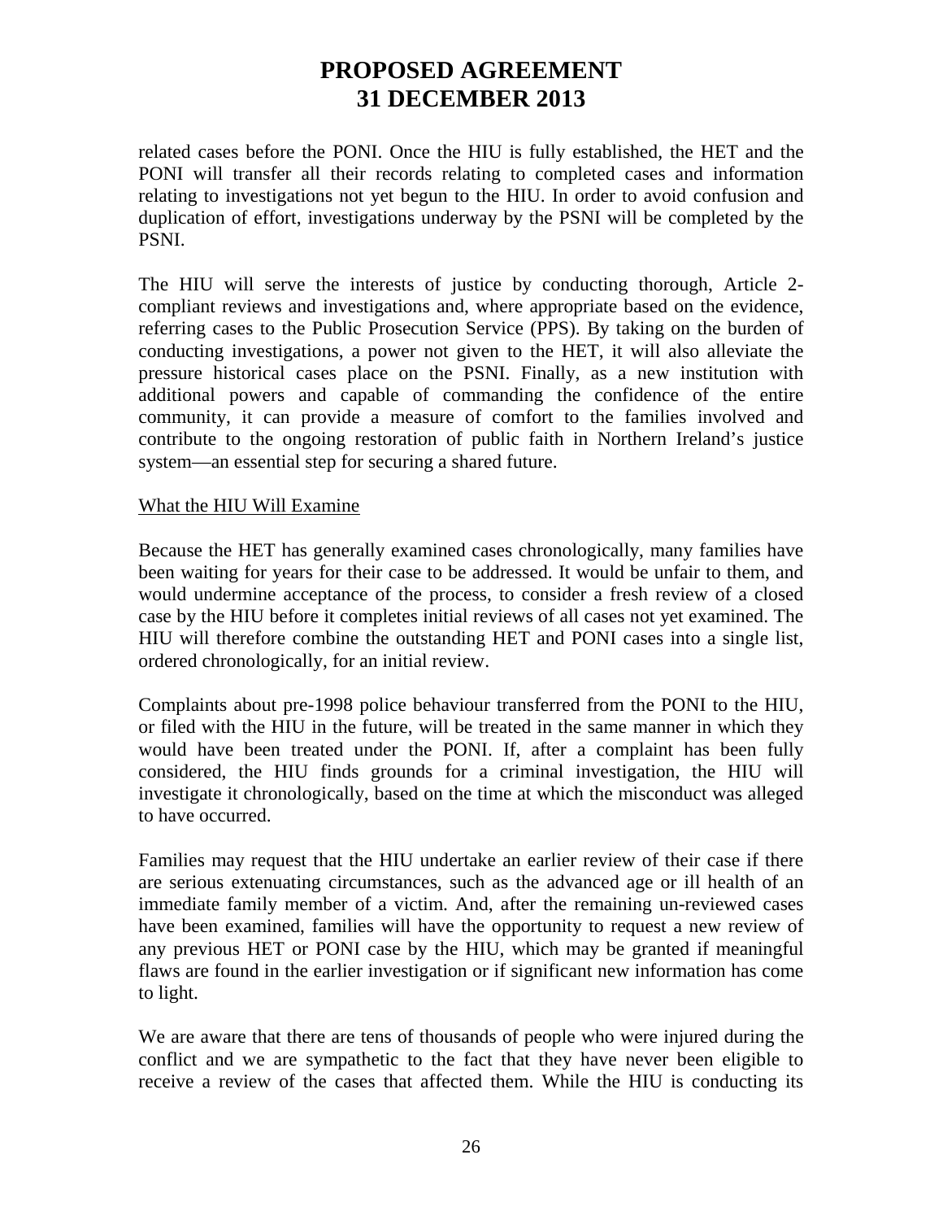related cases before the PONI. Once the HIU is fully established, the HET and the PONI will transfer all their records relating to completed cases and information relating to investigations not yet begun to the HIU. In order to avoid confusion and duplication of effort, investigations underway by the PSNI will be completed by the PSNI.

The HIU will serve the interests of justice by conducting thorough, Article 2-compliant reviews and investigations and, where appropriate based on the evidence, referring cases to the Public Prosecution Service (PPS). By taking on the burden of conducting investigations, a power not given to the HET, it will also alleviate the pressure historical cases place on the PSNI. Finally, as a new institution with additional powers and capable of commanding the confidence of the entire community, it can provide a measure of comfort to the families involved and contribute to the ongoing restoration of public faith in Northern Ireland's justice system—an essential step for securing a shared future.

<u>What the HIU Will Examine</u>

Because the HET has generally examined cases chronologically, many families have been waiting for years for their case to be addressed. It would be unfair to them, and would undermine acceptance of the process, to consider a fresh review of a closed case by the HIU before it completes initial reviews of all cases not yet examined. The HIU will therefore combine the outstanding HET and PONI cases into a single list, ordered chronologically, for an initial review.

Complaints about pre-1998 police behaviour transferred from the PONI to the HIU, or filed with the HIU in the future, will be treated in the same manner in which they would have been treated under the PONI. If, after a complaint has been fully considered, the HIU finds grounds for a criminal investigation, the HIU will investigate it chronologically, based on the time at which the misconduct was alleged to have occurred.

Families may request that the HIU undertake an earlier review of their case if there are serious extenuating circumstances, such as the advanced age or ill health of an immediate family member of a victim. And, after the remaining un-reviewed cases have been examined, families will have the opportunity to request a new review of any previous HET or PONI case by the HIU, which may be granted if meaningful flaws are found in the earlier investigation or if significant new information has come to light.

We are aware that there are tens of thousands of people who were injured during the conflict and we are sympathetic to the fact that they have never been eligible to receive a review of the cases that affected them. While the HIU is conducting its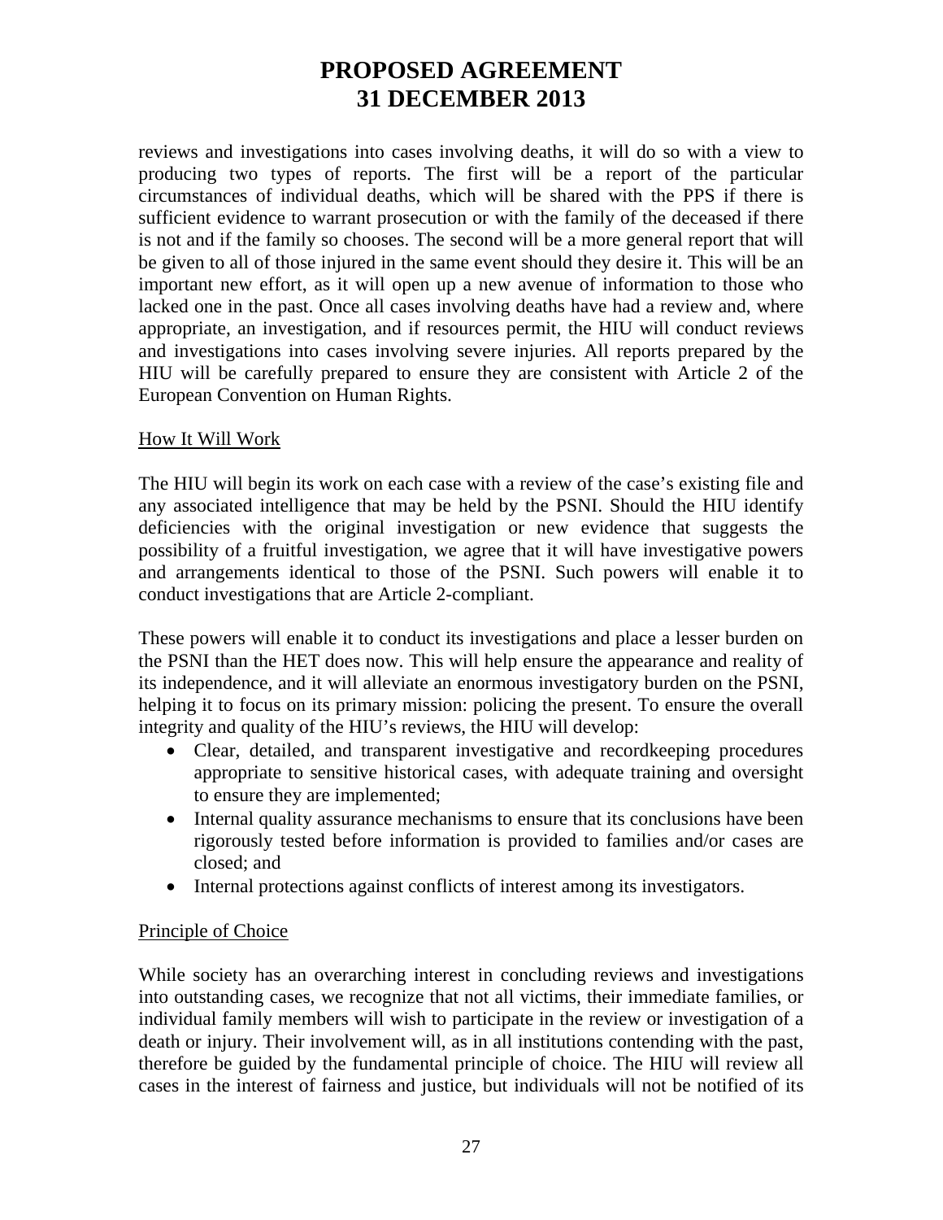reviews and investigations into cases involving deaths, it will do so with a view to producing two types of reports. The first will be a report of the particular circumstances of individual deaths, which will be shared with the PPS if there is sufficient evidence to warrant prosecution or with the family of the deceased if there is not and if the family so chooses. The second will be a more general report that will be given to all of those injured in the same event should they desire it. This will be an important new effort, as it will open up a new avenue of information to those who lacked one in the past. Once all cases involving deaths have had a review and, where appropriate, an investigation, and if resources permit, the HIU will conduct reviews and investigations into cases involving severe injuries. All reports prepared by the HIU will be carefully prepared to ensure they are consistent with Article 2 of the European Convention on Human Rights.

<u>How It Will Work</u>

The HIU will begin its work on each case with a review of the case's existing file and any associated intelligence that may be held by the PSNI. Should the HIU identify deficiencies with the original investigation or new evidence that suggests the possibility of a fruitful investigation, we agree that it will have investigative powers and arrangements identical to those of the PSNI. Such powers will enable it to conduct investigations that are Article 2-compliant.

These powers will enable it to conduct its investigations and place a lesser burden on the PSNI than the HET does now. This will help ensure the appearance and reality of its independence, and it will alleviate an enormous investigatory burden on the PSNI, helping it to focus on its primary mission: policing the present. To ensure the overall integrity and quality of the HIU's reviews, the HIU will develop:

- Clear, detailed, and transparent investigative and recordkeeping procedures appropriate to sensitive historical cases, with adequate training and oversight to ensure they are implemented;
- Internal quality assurance mechanisms to ensure that its conclusions have been rigorously tested before information is provided to families and/or cases are closed; and
- Internal protections against conflicts of interest among its investigators.

<u>Principle of Choice</u>

While society has an overarching interest in concluding reviews and investigations into outstanding cases, we recognize that not all victims, their immediate families, or individual family members will wish to participate in the review or investigation of a death or injury. Their involvement will, as in all institutions contending with the past, therefore be guided by the fundamental principle of choice. The HIU will review all cases in the interest of fairness and justice, but individuals will not be notified of its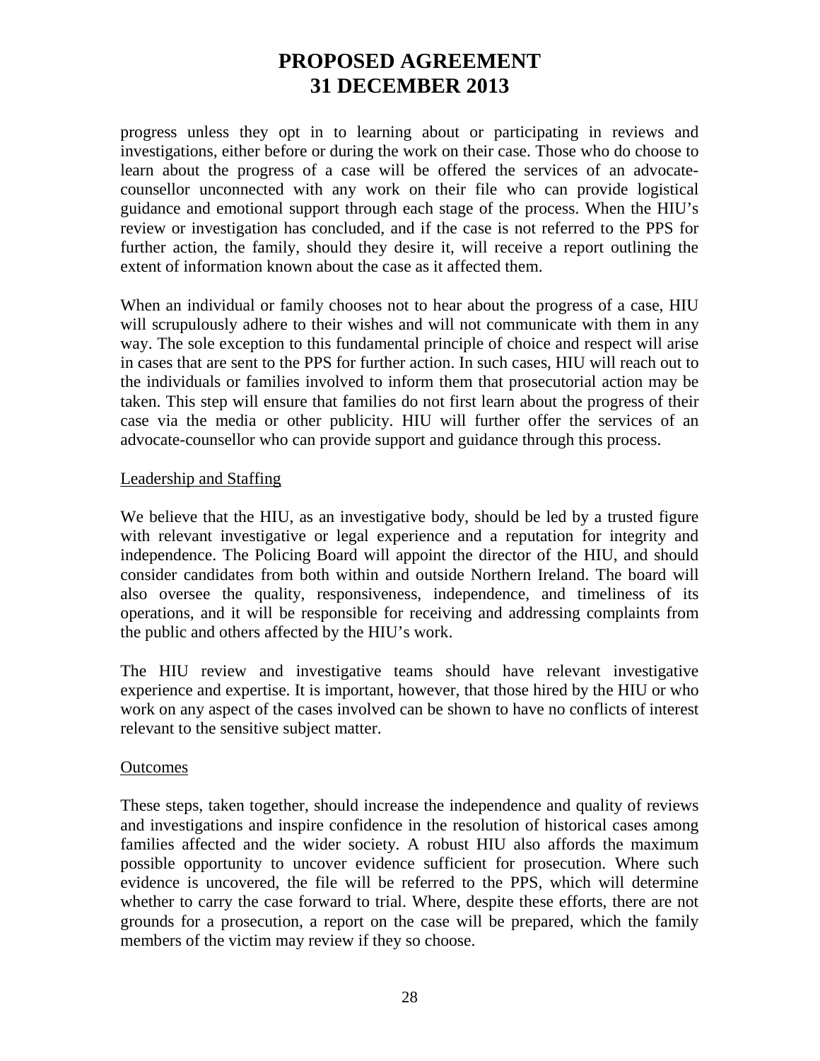progress unless they opt in to learning about or participating in reviews and investigations, either before or during the work on their case. Those who do choose to learn about the progress of a case will be offered the services of an advocate-counsellor unconnected with any work on their file who can provide logistical guidance and emotional support through each stage of the process. When the HIU's review or investigation has concluded, and if the case is not referred to the PPS for further action, the family, should they desire it, will receive a report outlining the extent of information known about the case as it affected them.

When an individual or family chooses not to hear about the progress of a case, HIU will scrupulously adhere to their wishes and will not communicate with them in any way. The sole exception to this fundamental principle of choice and respect will arise in cases that are sent to the PPS for further action. In such cases, HIU will reach out to the individuals or families involved to inform them that prosecutorial action may be taken. This step will ensure that families do not first learn about the progress of their case via the media or other publicity. HIU will further offer the services of an advocate-counsellor who can provide support and guidance through this process.

<u>Leadership and Staffing</u>

We believe that the HIU, as an investigative body, should be led by a trusted figure with relevant investigative or legal experience and a reputation for integrity and independence. The Policing Board will appoint the director of the HIU, and should consider candidates from both within and outside Northern Ireland. The board will also oversee the quality, responsiveness, independence, and timeliness of its operations, and it will be responsible for receiving and addressing complaints from the public and others affected by the HIU's work.

The HIU review and investigative teams should have relevant investigative experience and expertise. It is important, however, that those hired by the HIU or who work on any aspect of the cases involved can be shown to have no conflicts of interest relevant to the sensitive subject matter.

<u>Outcomes</u>

These steps, taken together, should increase the independence and quality of reviews and investigations and inspire confidence in the resolution of historical cases among families affected and the wider society. A robust HIU also affords the maximum possible opportunity to uncover evidence sufficient for prosecution. Where such evidence is uncovered, the file will be referred to the PPS, which will determine whether to carry the case forward to trial. Where, despite these efforts, there are not grounds for a prosecution, a report on the case will be prepared, which the family members of the victim may review if they so choose.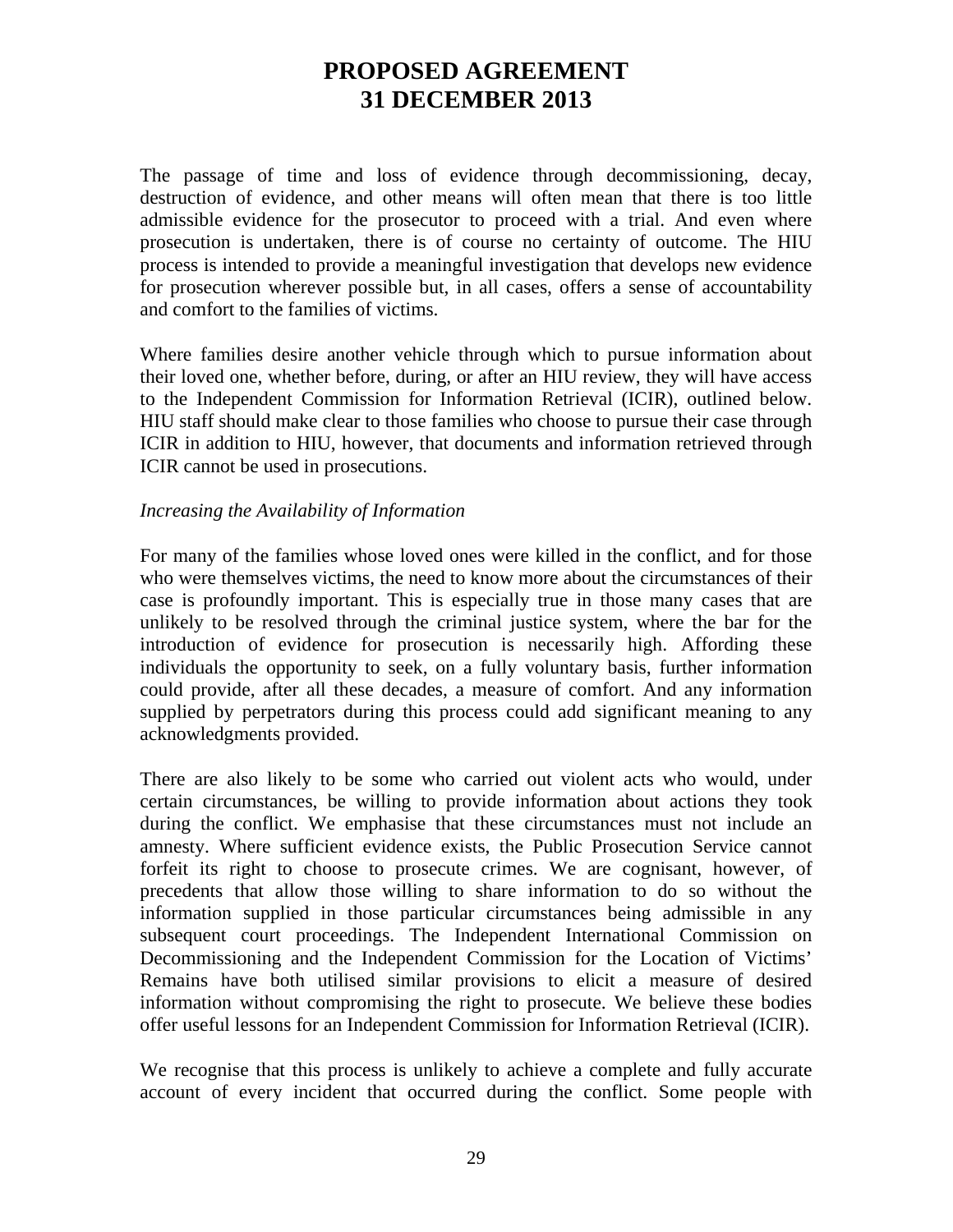The passage of time and loss of evidence through decommissioning, decay, destruction of evidence, and other means will often mean that there is too little admissible evidence for the prosecutor to proceed with a trial. And even where prosecution is undertaken, there is of course no certainty of outcome. The HIU process is intended to provide a meaningful investigation that develops new evidence for prosecution wherever possible but, in all cases, offers a sense of accountability and comfort to the families of victims.

Where families desire another vehicle through which to pursue information about their loved one, whether before, during, or after an HIU review, they will have access to the Independent Commission for Information Retrieval (ICIR), outlined below. HIU staff should make clear to those families who choose to pursue their case through ICIR in addition to HIU, however, that documents and information retrieved through ICIR cannot be used in prosecutions.

*Increasing the Availability of Information*

For many of the families whose loved ones were killed in the conflict, and for those who were themselves victims, the need to know more about the circumstances of their case is profoundly important. This is especially true in those many cases that are unlikely to be resolved through the criminal justice system, where the bar for the introduction of evidence for prosecution is necessarily high. Affording these individuals the opportunity to seek, on a fully voluntary basis, further information could provide, after all these decades, a measure of comfort. And any information supplied by perpetrators during this process could add significant meaning to any acknowledgments provided.

There are also likely to be some who carried out violent acts who would, under certain circumstances, be willing to provide information about actions they took during the conflict. We emphasise that these circumstances must not include an amnesty. Where sufficient evidence exists, the Public Prosecution Service cannot forfeit its right to choose to prosecute crimes. We are cognisant, however, of precedents that allow those willing to share information to do so without the information supplied in those particular circumstances being admissible in any subsequent court proceedings. The Independent International Commission on Decommissioning and the Independent Commission for the Location of Victims' Remains have both utilised similar provisions to elicit a measure of desired information without compromising the right to prosecute. We believe these bodies offer useful lessons for an Independent Commission for Information Retrieval (ICIR).

We recognise that this process is unlikely to achieve a complete and fully accurate account of every incident that occurred during the conflict. Some people with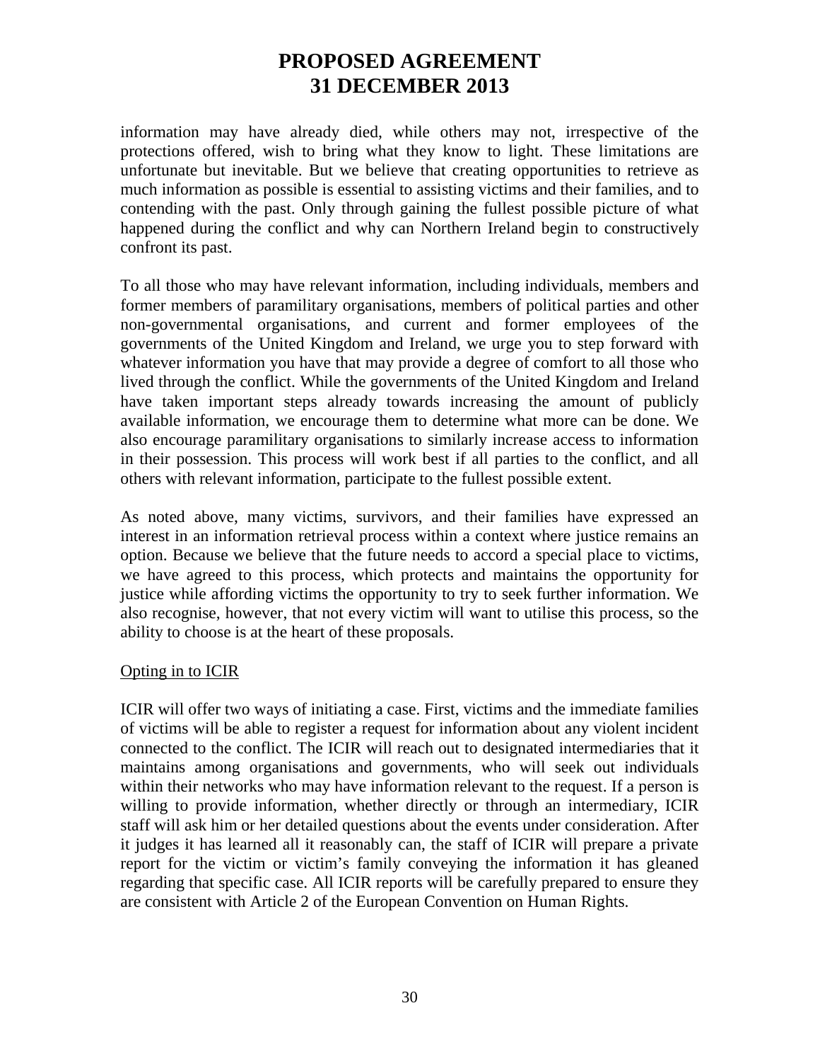information may have already died, while others may not, irrespective of the protections offered, wish to bring what they know to light. These limitations are unfortunate but inevitable. But we believe that creating opportunities to retrieve as much information as possible is essential to assisting victims and their families, and to contending with the past. Only through gaining the fullest possible picture of what happened during the conflict and why can Northern Ireland begin to constructively confront its past.

To all those who may have relevant information, including individuals, members and former members of paramilitary organisations, members of political parties and other non-governmental organisations, and current and former employees of the governments of the United Kingdom and Ireland, we urge you to step forward with whatever information you have that may provide a degree of comfort to all those who lived through the conflict. While the governments of the United Kingdom and Ireland have taken important steps already towards increasing the amount of publicly available information, we encourage them to determine what more can be done. We also encourage paramilitary organisations to similarly increase access to information in their possession. This process will work best if all parties to the conflict, and all others with relevant information, participate to the fullest possible extent.

As noted above, many victims, survivors, and their families have expressed an interest in an information retrieval process within a context where justice remains an option. Because we believe that the future needs to accord a special place to victims, we have agreed to this process, which protects and maintains the opportunity for justice while affording victims the opportunity to try to seek further information. We also recognise, however, that not every victim will want to utilise this process, so the ability to choose is at the heart of these proposals.

<u>Opting in to ICIR</u>

ICIR will offer two ways of initiating a case. First, victims and the immediate families of victims will be able to register a request for information about any violent incident connected to the conflict. The ICIR will reach out to designated intermediaries that it maintains among organisations and governments, who will seek out individuals within their networks who may have information relevant to the request. If a person is willing to provide information, whether directly or through an intermediary, ICIR staff will ask him or her detailed questions about the events under consideration. After it judges it has learned all it reasonably can, the staff of ICIR will prepare a private report for the victim or victim's family conveying the information it has gleaned regarding that specific case. All ICIR reports will be carefully prepared to ensure they are consistent with Article 2 of the European Convention on Human Rights.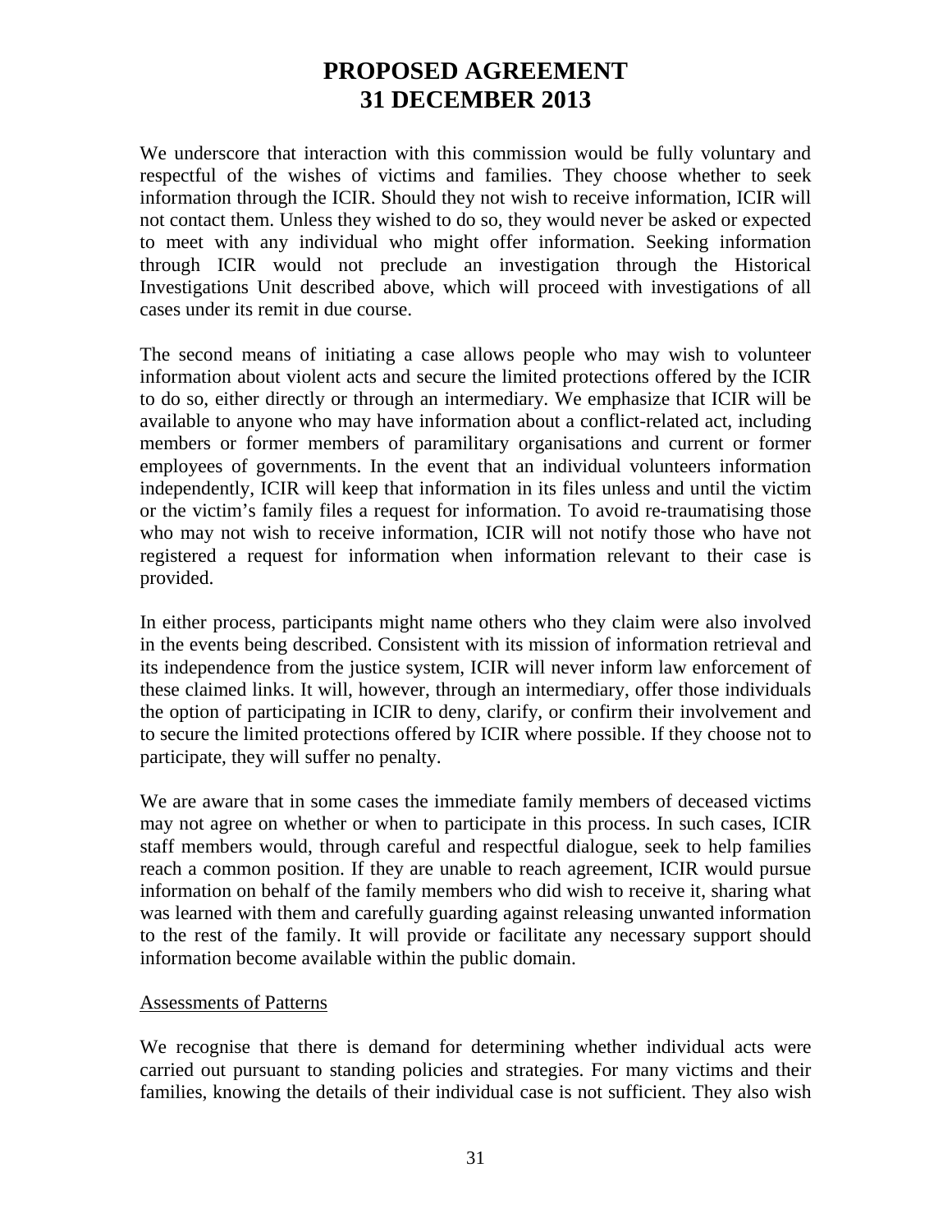We underscore that interaction with this commission would be fully voluntary and respectful of the wishes of victims and families. They choose whether to seek information through the ICIR. Should they not wish to receive information, ICIR will not contact them. Unless they wished to do so, they would never be asked or expected to meet with any individual who might offer information. Seeking information through ICIR would not preclude an investigation through the Historical Investigations Unit described above, which will proceed with investigations of all cases under its remit in due course.

The second means of initiating a case allows people who may wish to volunteer information about violent acts and secure the limited protections offered by the ICIR to do so, either directly or through an intermediary. We emphasize that ICIR will be available to anyone who may have information about a conflict-related act, including members or former members of paramilitary organisations and current or former employees of governments. In the event that an individual volunteers information independently, ICIR will keep that information in its files unless and until the victim or the victim's family files a request for information. To avoid re-traumatising those who may not wish to receive information, ICIR will not notify those who have not registered a request for information when information relevant to their case is provided.

In either process, participants might name others who they claim were also involved in the events being described. Consistent with its mission of information retrieval and its independence from the justice system, ICIR will never inform law enforcement of these claimed links. It will, however, through an intermediary, offer those individuals the option of participating in ICIR to deny, clarify, or confirm their involvement and to secure the limited protections offered by ICIR where possible. If they choose not to participate, they will suffer no penalty.

We are aware that in some cases the immediate family members of deceased victims may not agree on whether or when to participate in this process. In such cases, ICIR staff members would, through careful and respectful dialogue, seek to help families reach a common position. If they are unable to reach agreement, ICIR would pursue information on behalf of the family members who did wish to receive it, sharing what was learned with them and carefully guarding against releasing unwanted information to the rest of the family. It will provide or facilitate any necessary support should information become available within the public domain.

Assessments of Patterns

We recognise that there is demand for determining whether individual acts were carried out pursuant to standing policies and strategies. For many victims and their families, knowing the details of their individual case is not sufficient. They also wish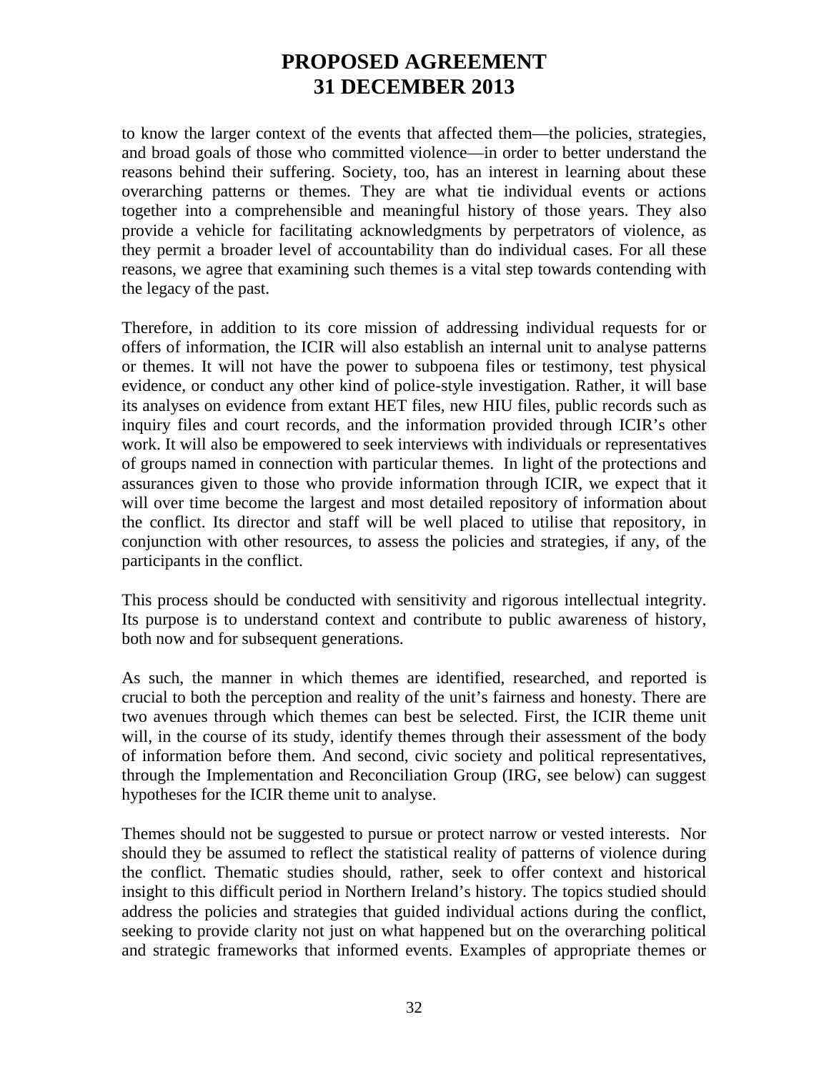to know the larger context of the events that affected them—the policies, strategies, and broad goals of those who committed violence—in order to better understand the reasons behind their suffering. Society, too, has an interest in learning about these overarching patterns or themes. They are what tie individual events or actions together into a comprehensible and meaningful history of those years. They also provide a vehicle for facilitating acknowledgments by perpetrators of violence, as they permit a broader level of accountability than do individual cases. For all these reasons, we agree that examining such themes is a vital step towards contending with the legacy of the past.

Therefore, in addition to its core mission of addressing individual requests for or offers of information, the ICIR will also establish an internal unit to analyse patterns or themes. It will not have the power to subpoena files or testimony, test physical evidence, or conduct any other kind of police-style investigation. Rather, it will base its analyses on evidence from extant HET files, new HIU files, public records such as inquiry files and court records, and the information provided through ICIR's other work. It will also be empowered to seek interviews with individuals or representatives of groups named in connection with particular themes. In light of the protections and assurances given to those who provide information through ICIR, we expect that it will over time become the largest and most detailed repository of information about the conflict. Its director and staff will be well placed to utilise that repository, in conjunction with other resources, to assess the policies and strategies, if any, of the participants in the conflict.

This process should be conducted with sensitivity and rigorous intellectual integrity. Its purpose is to understand context and contribute to public awareness of history, both now and for subsequent generations.

As such, the manner in which themes are identified, researched, and reported is crucial to both the perception and reality of the unit's fairness and honesty. There are two avenues through which themes can best be selected. First, the ICIR theme unit will, in the course of its study, identify themes through their assessment of the body of information before them. And second, civic society and political representatives, through the Implementation and Reconciliation Group (IRG, see below) can suggest hypotheses for the ICIR theme unit to analyse.

Themes should not be suggested to pursue or protect narrow or vested interests. Nor should they be assumed to reflect the statistical reality of patterns of violence during the conflict. Thematic studies should, rather, seek to offer context and historical insight to this difficult period in Northern Ireland's history. The topics studied should address the policies and strategies that guided individual actions during the conflict, seeking to provide clarity not just on what happened but on the overarching political and strategic frameworks that informed events. Examples of appropriate themes or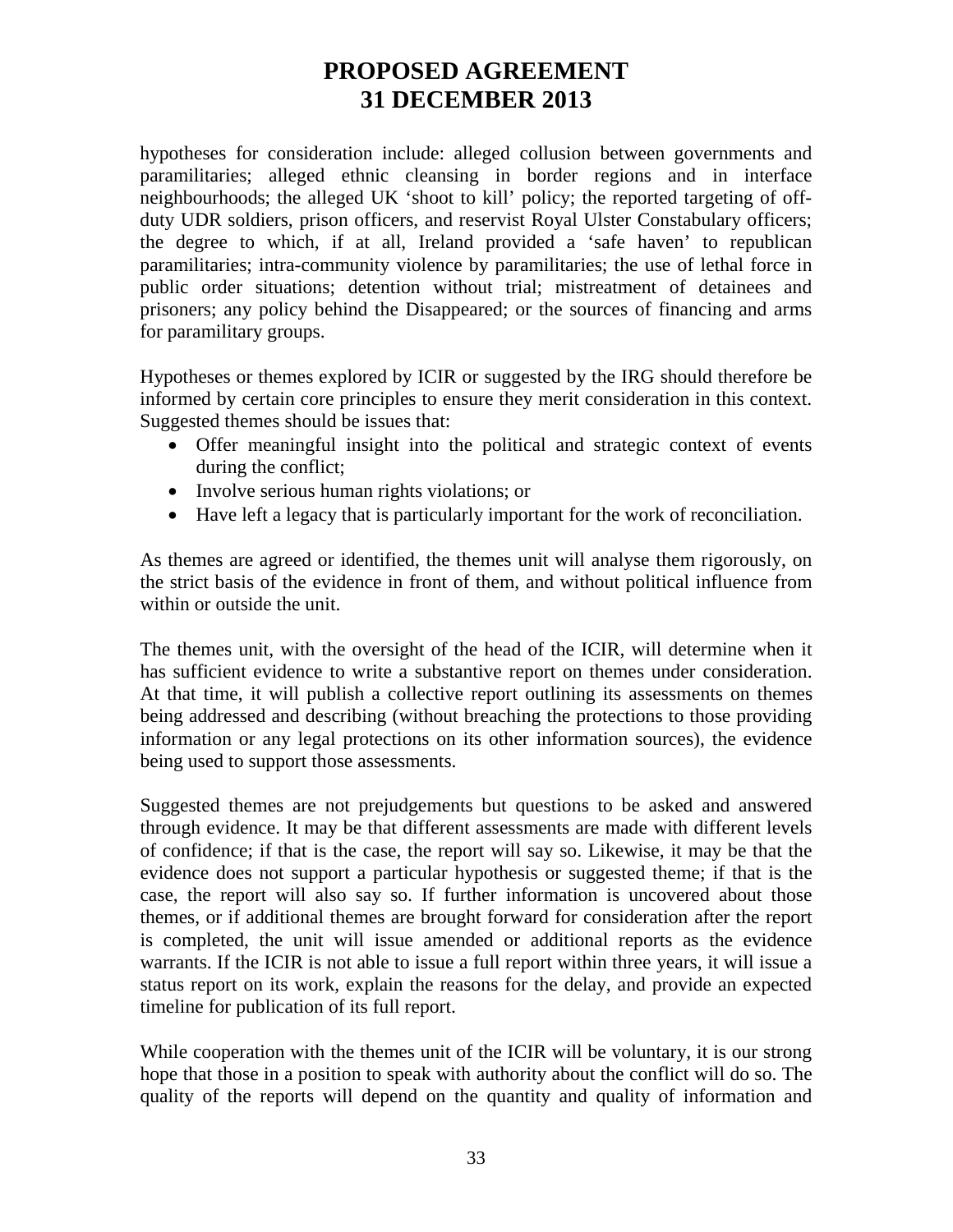hypotheses for consideration include: alleged collusion between governments and paramilitaries; alleged ethnic cleansing in border regions and in interface neighbourhoods; the alleged UK 'shoot to kill' policy; the reported targeting of off-duty UDR soldiers, prison officers, and reservist Royal Ulster Constabulary officers; the degree to which, if at all, Ireland provided a 'safe haven' to republican paramilitaries; intra-community violence by paramilitaries; the use of lethal force in public order situations; detention without trial; mistreatment of detainees and prisoners; any policy behind the Disappeared; or the sources of financing and arms for paramilitary groups.

Hypotheses or themes explored by ICIR or suggested by the IRG should therefore be informed by certain core principles to ensure they merit consideration in this context. Suggested themes should be issues that:

- Offer meaningful insight into the political and strategic context of events during the conflict;
- Involve serious human rights violations; or
- Have left a legacy that is particularly important for the work of reconciliation.

As themes are agreed or identified, the themes unit will analyse them rigorously, on the strict basis of the evidence in front of them, and without political influence from within or outside the unit.

The themes unit, with the oversight of the head of the ICIR, will determine when it has sufficient evidence to write a substantive report on themes under consideration. At that time, it will publish a collective report outlining its assessments on themes being addressed and describing (without breaching the protections to those providing information or any legal protections on its other information sources), the evidence being used to support those assessments.

Suggested themes are not prejudgements but questions to be asked and answered through evidence. It may be that different assessments are made with different levels of confidence; if that is the case, the report will say so. Likewise, it may be that the evidence does not support a particular hypothesis or suggested theme; if that is the case, the report will also say so. If further information is uncovered about those themes, or if additional themes are brought forward for consideration after the report is completed, the unit will issue amended or additional reports as the evidence warrants. If the ICIR is not able to issue a full report within three years, it will issue a status report on its work, explain the reasons for the delay, and provide an expected timeline for publication of its full report.

While cooperation with the themes unit of the ICIR will be voluntary, it is our strong hope that those in a position to speak with authority about the conflict will do so. The quality of the reports will depend on the quantity and quality of information and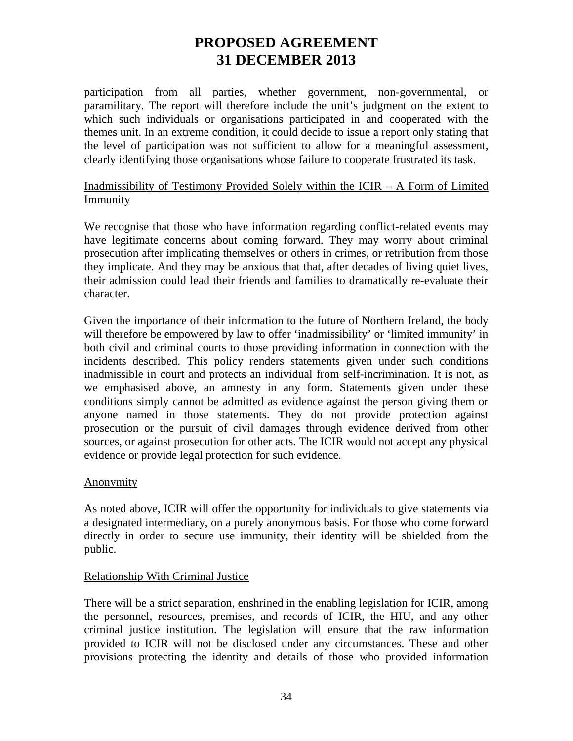participation from all parties, whether government, non-governmental, or paramilitary. The report will therefore include the unit's judgment on the extent to which such individuals or organisations participated in and cooperated with the themes unit. In an extreme condition, it could decide to issue a report only stating that the level of participation was not sufficient to allow for a meaningful assessment, clearly identifying those organisations whose failure to cooperate frustrated its task.

<u>Inadmissibility of Testimony Provided Solely within the ICIR – A Form of Limited Immunity</u>

We recognise that those who have information regarding conflict-related events may have legitimate concerns about coming forward. They may worry about criminal prosecution after implicating themselves or others in crimes, or retribution from those they implicate. And they may be anxious that that, after decades of living quiet lives, their admission could lead their friends and families to dramatically re-evaluate their character.

Given the importance of their information to the future of Northern Ireland, the body will therefore be empowered by law to offer 'inadmissibility' or 'limited immunity' in both civil and criminal courts to those providing information in connection with the incidents described. This policy renders statements given under such conditions inadmissible in court and protects an individual from self-incrimination. It is not, as we emphasised above, an amnesty in any form. Statements given under these conditions simply cannot be admitted as evidence against the person giving them or anyone named in those statements. They do not provide protection against prosecution or the pursuit of civil damages through evidence derived from other sources, or against prosecution for other acts. The ICIR would not accept any physical evidence or provide legal protection for such evidence.

<u>Anonymity</u>

As noted above, ICIR will offer the opportunity for individuals to give statements via a designated intermediary, on a purely anonymous basis. For those who come forward directly in order to secure use immunity, their identity will be shielded from the public.

<u>Relationship With Criminal Justice</u>

There will be a strict separation, enshrined in the enabling legislation for ICIR, among the personnel, resources, premises, and records of ICIR, the HIU, and any other criminal justice institution. The legislation will ensure that the raw information provided to ICIR will not be disclosed under any circumstances. These and other provisions protecting the identity and details of those who provided information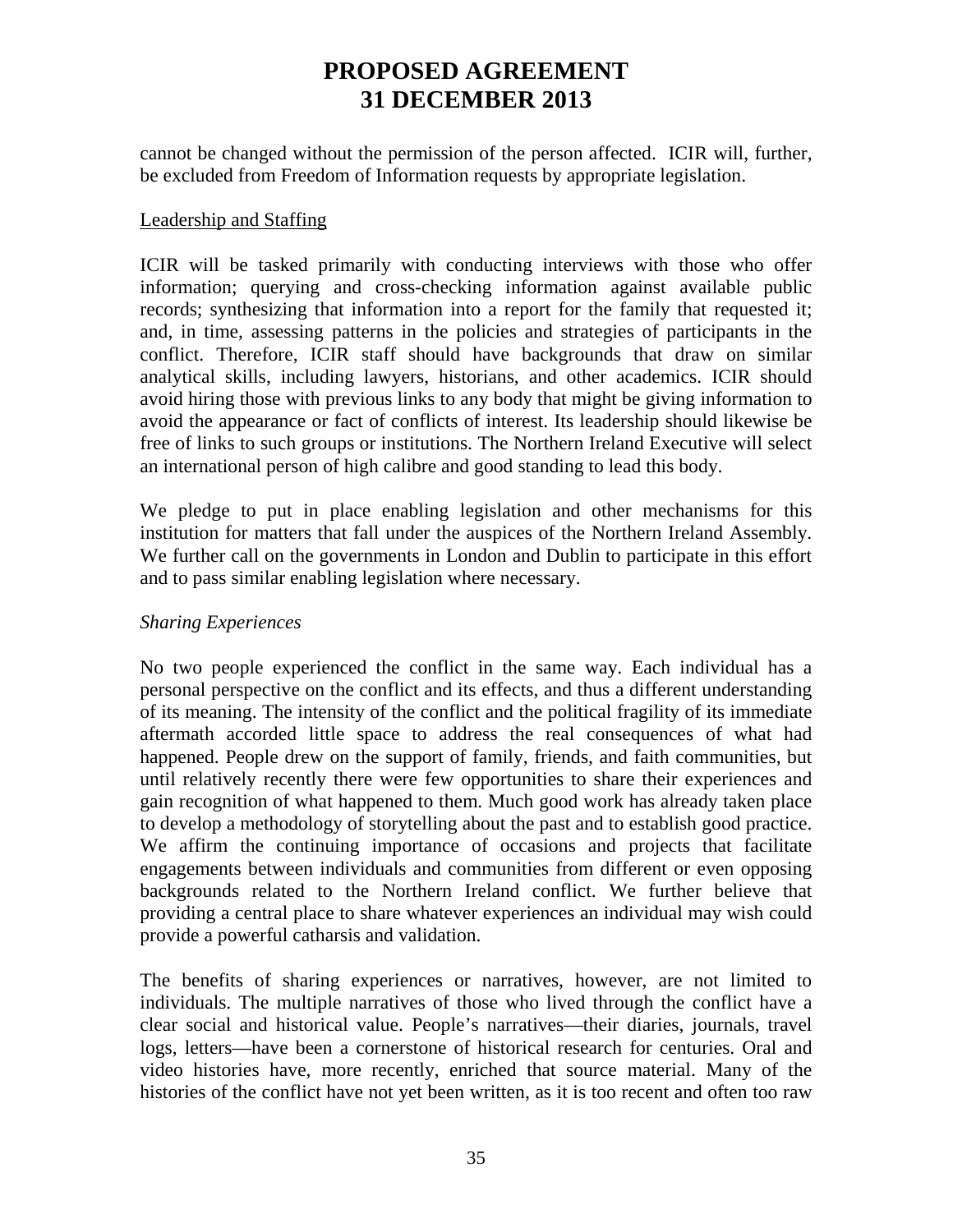cannot be changed without the permission of the person affected. ICIR will, further, be excluded from Freedom of Information requests by appropriate legislation.

<u>Leadership and Staffing</u>

ICIR will be tasked primarily with conducting interviews with those who offer information; querying and cross-checking information against available public records; synthesizing that information into a report for the family that requested it; and, in time, assessing patterns in the policies and strategies of participants in the conflict. Therefore, ICIR staff should have backgrounds that draw on similar analytical skills, including lawyers, historians, and other academics. ICIR should avoid hiring those with previous links to any body that might be giving information to avoid the appearance or fact of conflicts of interest. Its leadership should likewise be free of links to such groups or institutions. The Northern Ireland Executive will select an international person of high calibre and good standing to lead this body.

We pledge to put in place enabling legislation and other mechanisms for this institution for matters that fall under the auspices of the Northern Ireland Assembly. We further call on the governments in London and Dublin to participate in this effort and to pass similar enabling legislation where necessary.

*Sharing Experiences*

No two people experienced the conflict in the same way. Each individual has a personal perspective on the conflict and its effects, and thus a different understanding of its meaning. The intensity of the conflict and the political fragility of its immediate aftermath accorded little space to address the real consequences of what had happened. People drew on the support of family, friends, and faith communities, but until relatively recently there were few opportunities to share their experiences and gain recognition of what happened to them. Much good work has already taken place to develop a methodology of storytelling about the past and to establish good practice. We affirm the continuing importance of occasions and projects that facilitate engagements between individuals and communities from different or even opposing backgrounds related to the Northern Ireland conflict. We further believe that providing a central place to share whatever experiences an individual may wish could provide a powerful catharsis and validation.

The benefits of sharing experiences or narratives, however, are not limited to individuals. The multiple narratives of those who lived through the conflict have a clear social and historical value. People's narratives—their diaries, journals, travel logs, letters—have been a cornerstone of historical research for centuries. Oral and video histories have, more recently, enriched that source material. Many of the histories of the conflict have not yet been written, as it is too recent and often too raw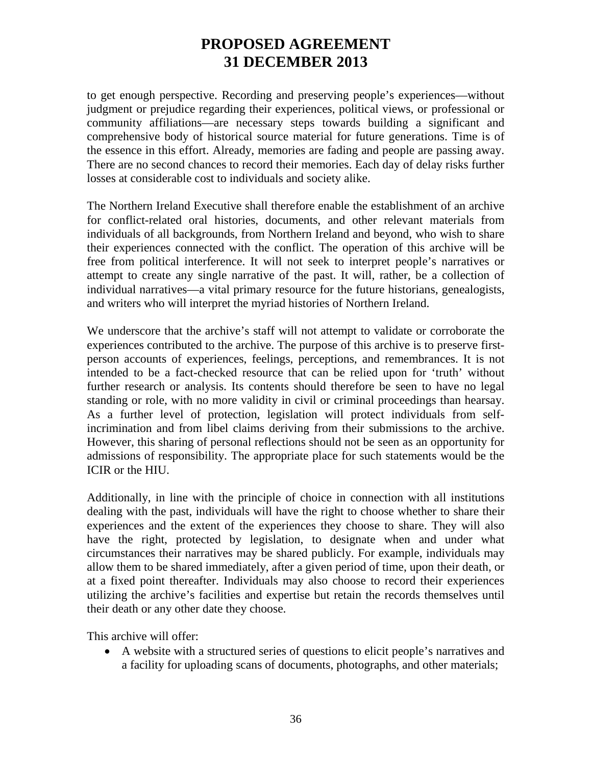to get enough perspective. Recording and preserving people's experiences—without judgment or prejudice regarding their experiences, political views, or professional or community affiliations—are necessary steps towards building a significant and comprehensive body of historical source material for future generations. Time is of the essence in this effort. Already, memories are fading and people are passing away. There are no second chances to record their memories. Each day of delay risks further losses at considerable cost to individuals and society alike.

The Northern Ireland Executive shall therefore enable the establishment of an archive for conflict-related oral histories, documents, and other relevant materials from individuals of all backgrounds, from Northern Ireland and beyond, who wish to share their experiences connected with the conflict. The operation of this archive will be free from political interference. It will not seek to interpret people's narratives or attempt to create any single narrative of the past. It will, rather, be a collection of individual narratives—a vital primary resource for the future historians, genealogists, and writers who will interpret the myriad histories of Northern Ireland.

We underscore that the archive's staff will not attempt to validate or corroborate the experiences contributed to the archive. The purpose of this archive is to preserve first-person accounts of experiences, feelings, perceptions, and remembrances. It is not intended to be a fact-checked resource that can be relied upon for 'truth' without further research or analysis. Its contents should therefore be seen to have no legal standing or role, with no more validity in civil or criminal proceedings than hearsay. As a further level of protection, legislation will protect individuals from self-incrimination and from libel claims deriving from their submissions to the archive. However, this sharing of personal reflections should not be seen as an opportunity for admissions of responsibility. The appropriate place for such statements would be the ICIR or the HIU.

Additionally, in line with the principle of choice in connection with all institutions dealing with the past, individuals will have the right to choose whether to share their experiences and the extent of the experiences they choose to share. They will also have the right, protected by legislation, to designate when and under what circumstances their narratives may be shared publicly. For example, individuals may allow them to be shared immediately, after a given period of time, upon their death, or at a fixed point thereafter. Individuals may also choose to record their experiences utilizing the archive's facilities and expertise but retain the records themselves until their death or any other date they choose.

This archive will offer:

- A website with a structured series of questions to elicit people's narratives and a facility for uploading scans of documents, photographs, and other materials;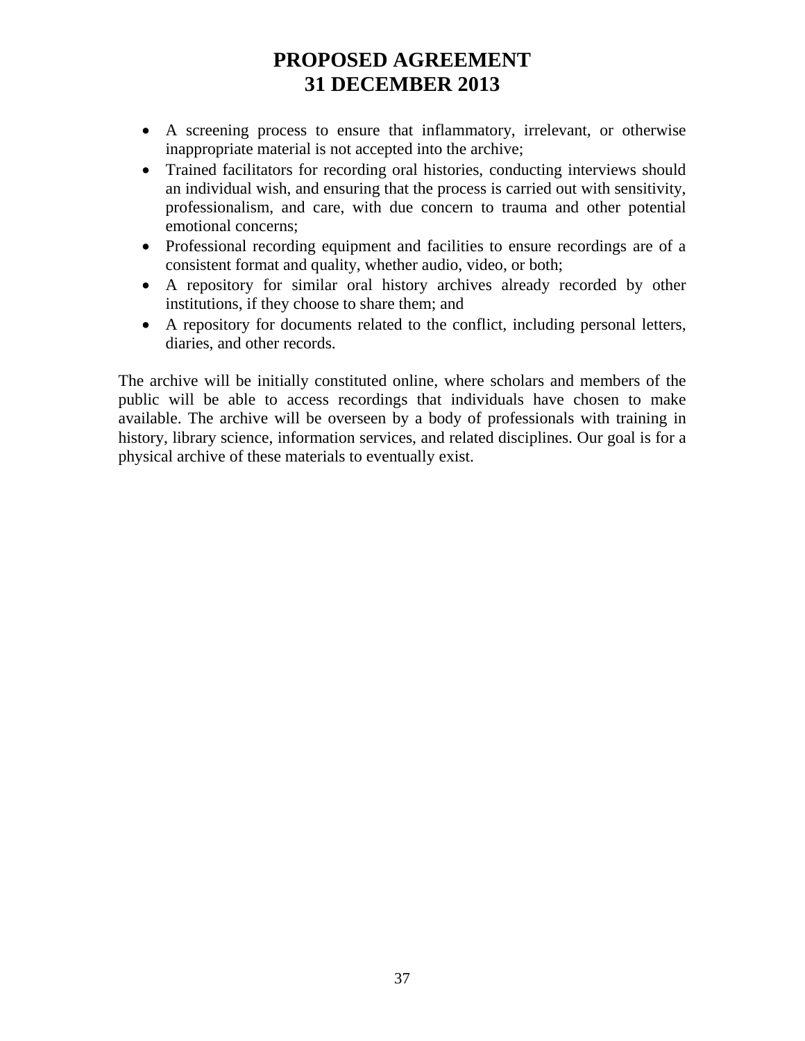- A screening process to ensure that inflammatory, irrelevant, or otherwise inappropriate material is not accepted into the archive;
- Trained facilitators for recording oral histories, conducting interviews should an individual wish, and ensuring that the process is carried out with sensitivity, professionalism, and care, with due concern to trauma and other potential emotional concerns;
- Professional recording equipment and facilities to ensure recordings are of a consistent format and quality, whether audio, video, or both;
- A repository for similar oral history archives already recorded by other institutions, if they choose to share them; and
- A repository for documents related to the conflict, including personal letters, diaries, and other records.

The archive will be initially constituted online, where scholars and members of the public will be able to access recordings that individuals have chosen to make available. The archive will be overseen by a body of professionals with training in history, library science, information services, and related disciplines. Our goal is for a physical archive of these materials to eventually exist.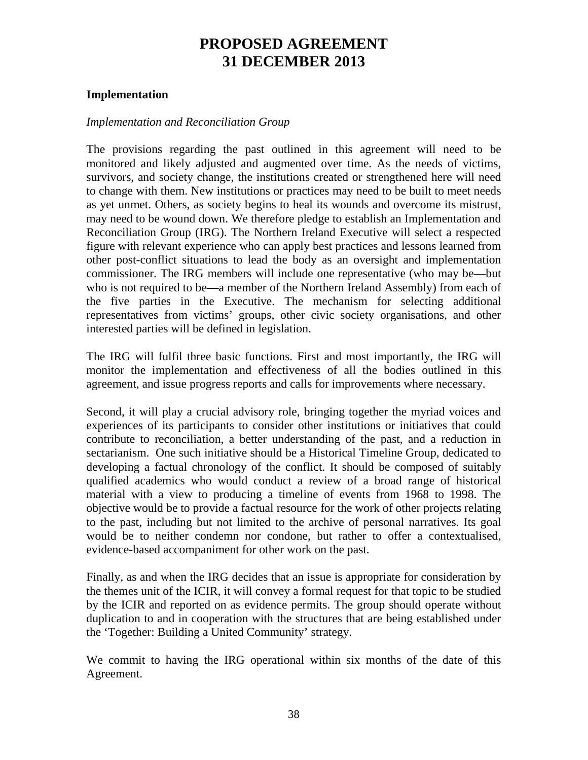# PROPOSED AGREEMENT
# 31 DECEMBER 2013

**Implementation**

*Implementation and Reconciliation Group*

The provisions regarding the past outlined in this agreement will need to be monitored and likely adjusted and augmented over time. As the needs of victims, survivors, and society change, the institutions created or strengthened here will need to change with them. New institutions or practices may need to be built to meet needs as yet unmet. Others, as society begins to heal its wounds and overcome its mistrust, may need to be wound down. We therefore pledge to establish an Implementation and Reconciliation Group (IRG). The Northern Ireland Executive will select a respected figure with relevant experience who can apply best practices and lessons learned from other post-conflict situations to lead the body as an oversight and implementation commissioner. The IRG members will include one representative (who may be—but who is not required to be—a member of the Northern Ireland Assembly) from each of the five parties in the Executive. The mechanism for selecting additional representatives from victims' groups, other civic society organisations, and other interested parties will be defined in legislation.

The IRG will fulfil three basic functions. First and most importantly, the IRG will monitor the implementation and effectiveness of all the bodies outlined in this agreement, and issue progress reports and calls for improvements where necessary.

Second, it will play a crucial advisory role, bringing together the myriad voices and experiences of its participants to consider other institutions or initiatives that could contribute to reconciliation, a better understanding of the past, and a reduction in sectarianism. One such initiative should be a Historical Timeline Group, dedicated to developing a factual chronology of the conflict. It should be composed of suitably qualified academics who would conduct a review of a broad range of historical material with a view to producing a timeline of events from 1968 to 1998. The objective would be to provide a factual resource for the work of other projects relating to the past, including but not limited to the archive of personal narratives. Its goal would be to neither condemn nor condone, but rather to offer a contextualised, evidence-based accompaniment for other work on the past.

Finally, as and when the IRG decides that an issue is appropriate for consideration by the themes unit of the ICIR, it will convey a formal request for that topic to be studied by the ICIR and reported on as evidence permits. The group should operate without duplication to and in cooperation with the structures that are being established under the 'Together: Building a United Community' strategy.

We commit to having the IRG operational within six months of the date of this Agreement.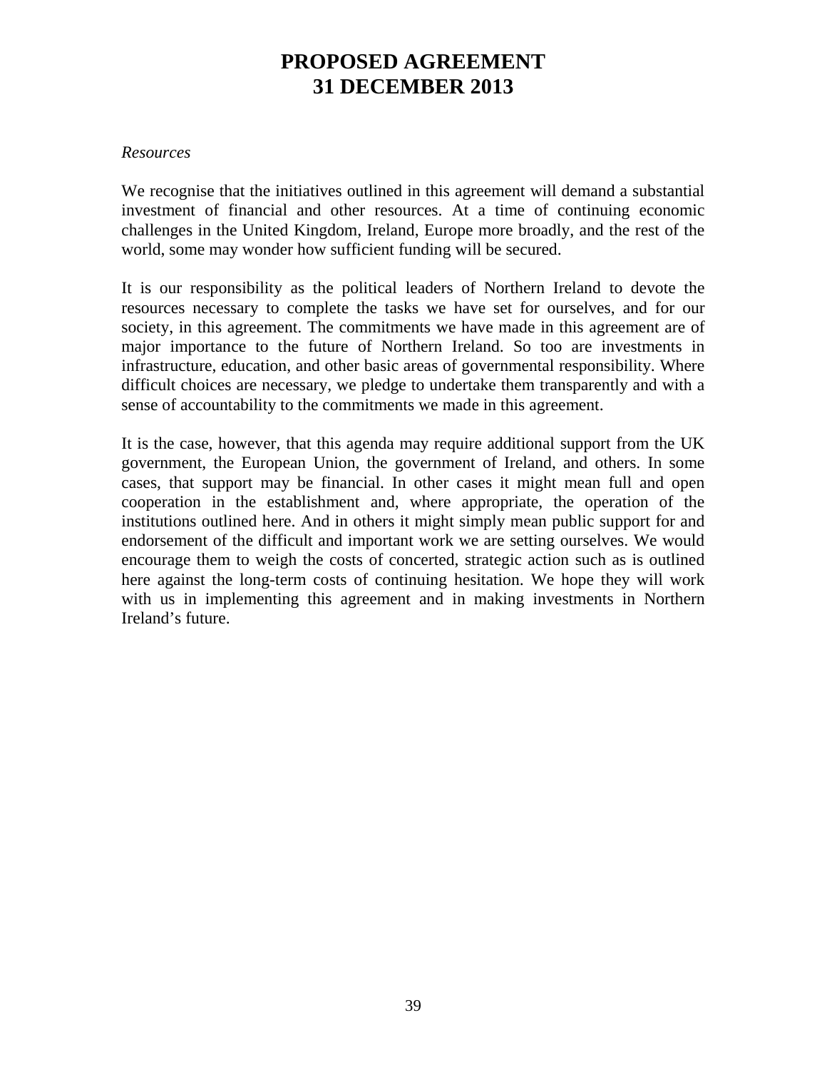# PROPOSED AGREEMENT
# 31 DECEMBER 2013

*Resources*

We recognise that the initiatives outlined in this agreement will demand a substantial investment of financial and other resources. At a time of continuing economic challenges in the United Kingdom, Ireland, Europe more broadly, and the rest of the world, some may wonder how sufficient funding will be secured.

It is our responsibility as the political leaders of Northern Ireland to devote the resources necessary to complete the tasks we have set for ourselves, and for our society, in this agreement. The commitments we have made in this agreement are of major importance to the future of Northern Ireland. So too are investments in infrastructure, education, and other basic areas of governmental responsibility. Where difficult choices are necessary, we pledge to undertake them transparently and with a sense of accountability to the commitments we made in this agreement.

It is the case, however, that this agenda may require additional support from the UK government, the European Union, the government of Ireland, and others. In some cases, that support may be financial. In other cases it might mean full and open cooperation in the establishment and, where appropriate, the operation of the institutions outlined here. And in others it might simply mean public support for and endorsement of the difficult and important work we are setting ourselves. We would encourage them to weigh the costs of concerted, strategic action such as is outlined here against the long-term costs of continuing hesitation. We hope they will work with us in implementing this agreement and in making investments in Northern Ireland's future.